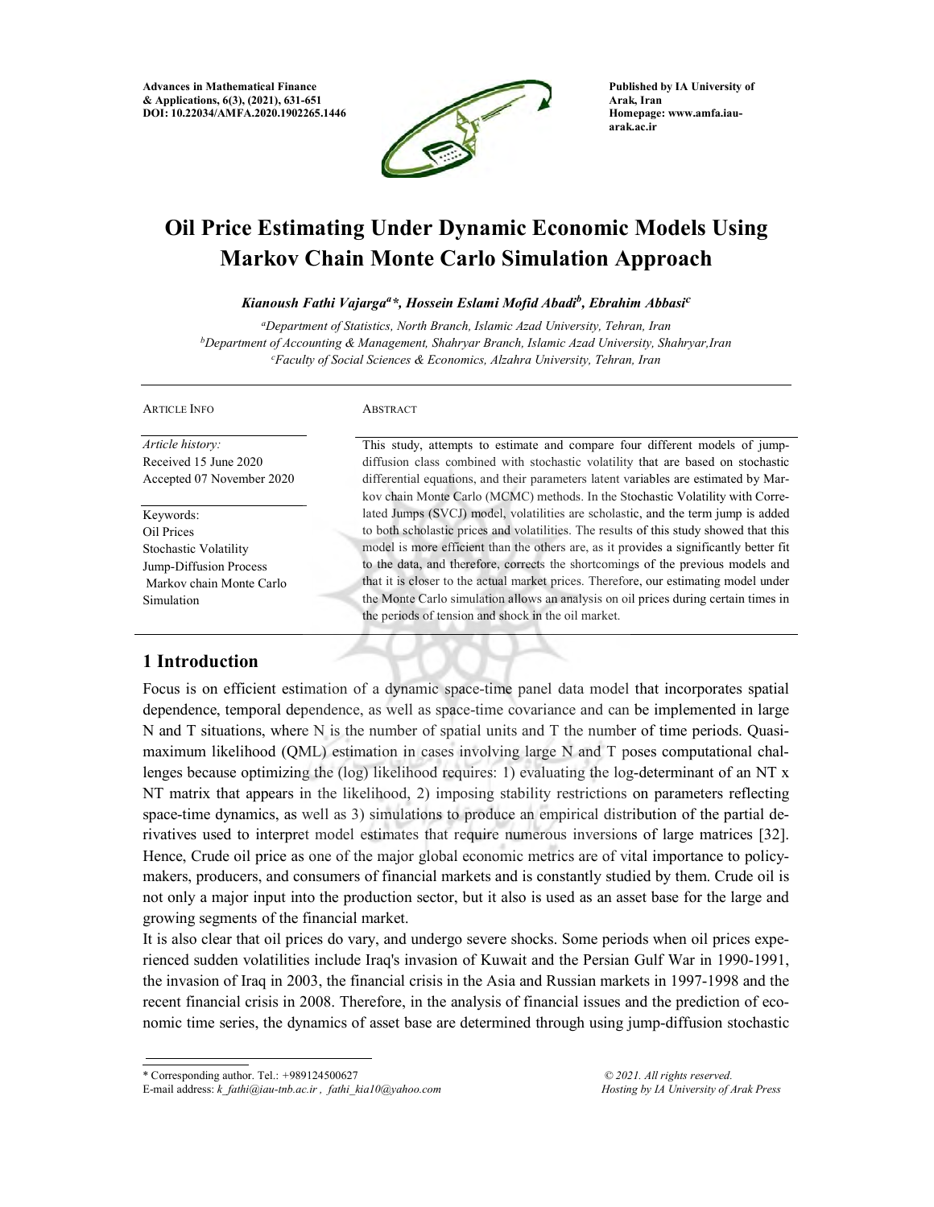Advances in Mathematical Finance & Applications, 6(3), (2021), 631-651
DOI: 10.22034/AMFA.2020.1902265.1446

Published by IA University of Arak, Iran
Homepage: www.amfa.iau-arak.ac.ir

# Oil Price Estimating Under Dynamic Economic Models Using Markov Chain Monte Carlo Simulation Approach

***Kianoush Fathi Vajarga[a]\*, Hossein Eslami Mofid Abadi[b], Ebrahim Abbasi[c]***

*[a]Department of Statistics, North Branch, Islamic Azad University, Tehran, Iran*
*[b]Department of Accounting & Management, Shahryar Branch, Islamic Azad University, Shahryar, Iran*
*[c]Faculty of Social Sciences & Economics, Alzahra University, Tehran, Iran*

| ARTICLE INFO | ABSTRACT |
|---|---|
| *Article history:* Received 15 June 2020 Accepted 07 November 2020 Keywords: Oil Prices Stochastic Volatility Jump-Diffusion Process Markov chain Monte Carlo Simulation | This study, attempts to estimate and compare four different models of jump-diffusion class combined with stochastic volatility that are based on stochastic differential equations, and their parameters latent variables are estimated by Markov chain Monte Carlo (MCMC) methods. In the Stochastic Volatility with Correlated Jumps (SVCJ) model, volatilities are scholastic, and the term jump is added to both scholastic prices and volatilities. The results of this study showed that this model is more efficient than the others are, as it provides a significantly better fit to the data, and therefore, corrects the shortcomings of the previous models and that it is closer to the actual market prices. Therefore, our estimating model under the Monte Carlo simulation allows an analysis on oil prices during certain times in the periods of tension and shock in the oil market. |

## 1 Introduction

Focus is on efficient estimation of a dynamic space-time panel data model that incorporates spatial dependence, temporal dependence, as well as space-time covariance and can be implemented in large N and T situations, where N is the number of spatial units and T the number of time periods. Quasi-maximum likelihood (QML) estimation in cases involving large N and T poses computational challenges because optimizing the (log) likelihood requires: 1) evaluating the log-determinant of an NT x NT matrix that appears in the likelihood, 2) imposing stability restrictions on parameters reflecting space-time dynamics, as well as 3) simulations to produce an empirical distribution of the partial derivatives used to interpret model estimates that require numerous inversions of large matrices [32]. Hence, Crude oil price as one of the major global economic metrics are of vital importance to policymakers, producers, and consumers of financial markets and is constantly studied by them. Crude oil is not only a major input into the production sector, but it also is used as an asset base for the large and growing segments of the financial market.

It is also clear that oil prices do vary, and undergo severe shocks. Some periods when oil prices experienced sudden volatilities include Iraq's invasion of Kuwait and the Persian Gulf War in 1990-1991, the invasion of Iraq in 2003, the financial crisis in the Asia and Russian markets in 1997-1998 and the recent financial crisis in 2008. Therefore, in the analysis of financial issues and the prediction of economic time series, the dynamics of asset base are determined through using jump-diffusion stochastic

\* Corresponding author. Tel.: +989124500627
E-mail address: *k_fathi@iau-tnb.ac.ir , fathi_kia10@yahoo.com*

*© 2021. All rights reserved.*
*Hosting by IA University of Arak Press*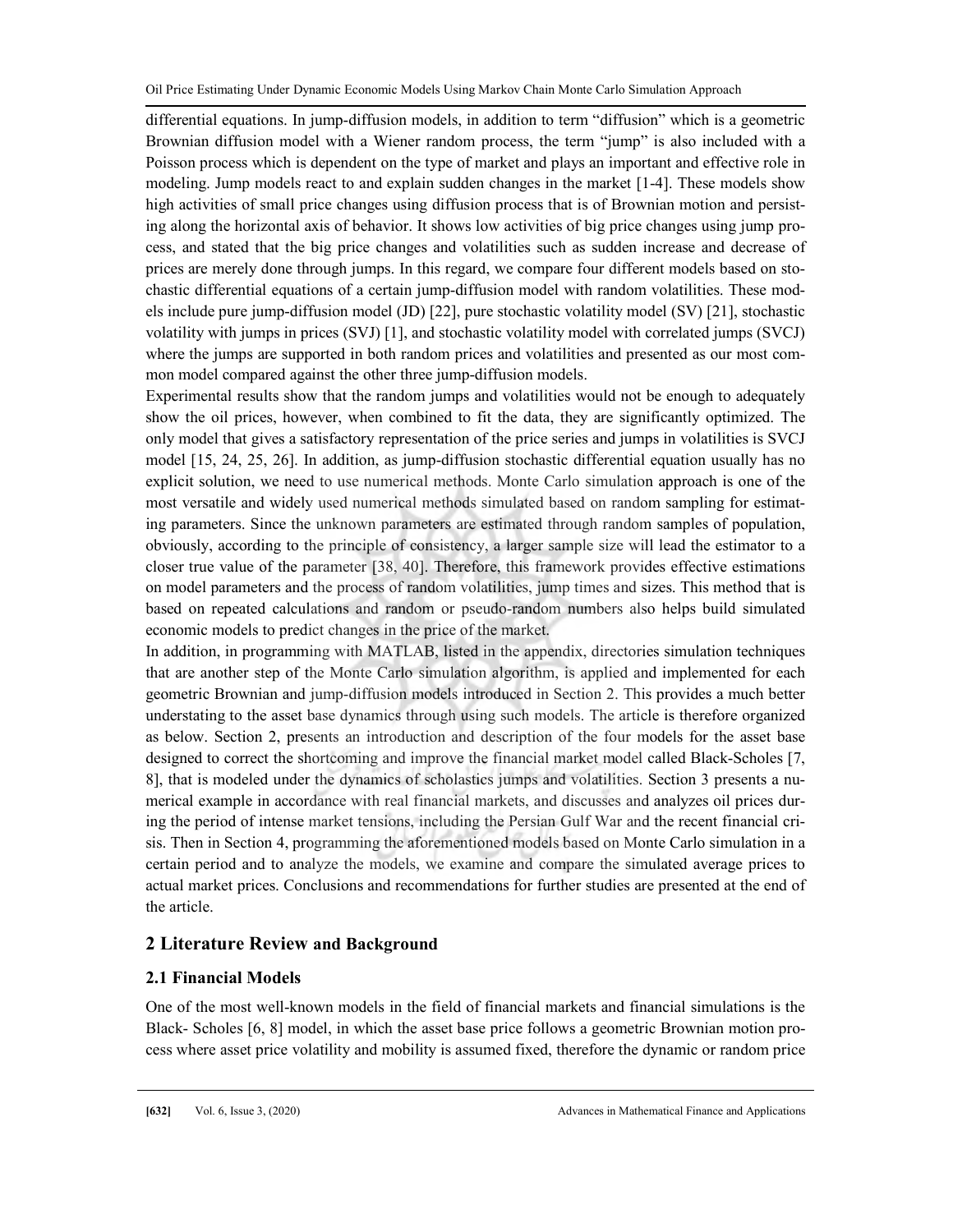differential equations. In jump-diffusion models, in addition to term "diffusion" which is a geometric Brownian diffusion model with a Wiener random process, the term "jump" is also included with a Poisson process which is dependent on the type of market and plays an important and effective role in modeling. Jump models react to and explain sudden changes in the market [1-4]. These models show high activities of small price changes using diffusion process that is of Brownian motion and persisting along the horizontal axis of behavior. It shows low activities of big price changes using jump process, and stated that the big price changes and volatilities such as sudden increase and decrease of prices are merely done through jumps. In this regard, we compare four different models based on stochastic differential equations of a certain jump-diffusion model with random volatilities. These models include pure jump-diffusion model (JD) [22], pure stochastic volatility model (SV) [21], stochastic volatility with jumps in prices (SVJ) [1], and stochastic volatility model with correlated jumps (SVCJ) where the jumps are supported in both random prices and volatilities and presented as our most common model compared against the other three jump-diffusion models.

Experimental results show that the random jumps and volatilities would not be enough to adequately show the oil prices, however, when combined to fit the data, they are significantly optimized. The only model that gives a satisfactory representation of the price series and jumps in volatilities is SVCJ model [15, 24, 25, 26]. In addition, as jump-diffusion stochastic differential equation usually has no explicit solution, we need to use numerical methods. Monte Carlo simulation approach is one of the most versatile and widely used numerical methods simulated based on random sampling for estimating parameters. Since the unknown parameters are estimated through random samples of population, obviously, according to the principle of consistency, a larger sample size will lead the estimator to a closer true value of the parameter [38, 40]. Therefore, this framework provides effective estimations on model parameters and the process of random volatilities, jump times and sizes. This method that is based on repeated calculations and random or pseudo-random numbers also helps build simulated economic models to predict changes in the price of the market.

In addition, in programming with MATLAB, listed in the appendix, directories simulation techniques that are another step of the Monte Carlo simulation algorithm, is applied and implemented for each geometric Brownian and jump-diffusion models introduced in Section 2. This provides a much better understating to the asset base dynamics through using such models. The article is therefore organized as below. Section 2, presents an introduction and description of the four models for the asset base designed to correct the shortcoming and improve the financial market model called Black-Scholes [7, 8], that is modeled under the dynamics of scholastics jumps and volatilities. Section 3 presents a numerical example in accordance with real financial markets, and discusses and analyzes oil prices during the period of intense market tensions, including the Persian Gulf War and the recent financial crisis. Then in Section 4, programming the aforementioned models based on Monte Carlo simulation in a certain period and to analyze the models, we examine and compare the simulated average prices to actual market prices. Conclusions and recommendations for further studies are presented at the end of the article.

## 2 Literature Review and Background

### 2.1 Financial Models

One of the most well-known models in the field of financial markets and financial simulations is the Black- Scholes [6, 8] model, in which the asset base price follows a geometric Brownian motion process where asset price volatility and mobility is assumed fixed, therefore the dynamic or random price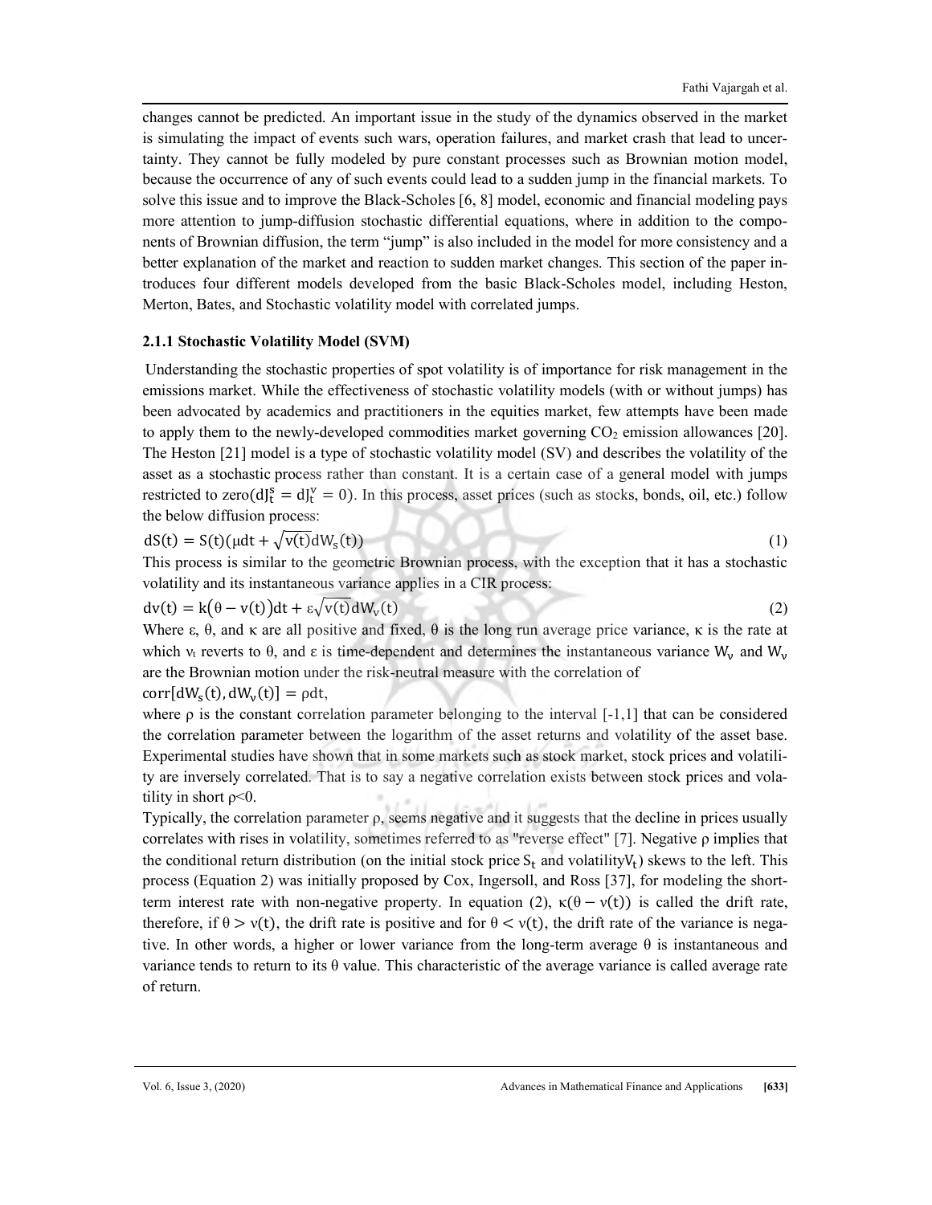changes cannot be predicted. An important issue in the study of the dynamics observed in the market is simulating the impact of events such wars, operation failures, and market crash that lead to uncertainty. They cannot be fully modeled by pure constant processes such as Brownian motion model, because the occurrence of any of such events could lead to a sudden jump in the financial markets. To solve this issue and to improve the Black-Scholes [6, 8] model, economic and financial modeling pays more attention to jump-diffusion stochastic differential equations, where in addition to the components of Brownian diffusion, the term "jump" is also included in the model for more consistency and a better explanation of the market and reaction to sudden market changes. This section of the paper introduces four different models developed from the basic Black-Scholes model, including Heston, Merton, Bates, and Stochastic volatility model with correlated jumps.

### 2.1.1 Stochastic Volatility Model (SVM)

Understanding the stochastic properties of spot volatility is of importance for risk management in the emissions market. While the effectiveness of stochastic volatility models (with or without jumps) has been advocated by academics and practitioners in the equities market, few attempts have been made to apply them to the newly-developed commodities market governing $CO_2$ emission allowances [20]. The Heston [21] model is a type of stochastic volatility model (SV) and describes the volatility of the asset as a stochastic process rather than constant. It is a certain case of a general model with jumps restricted to zero($dJ_t^s = dJ_t^v = 0$). In this process, asset prices (such as stocks, bonds, oil, etc.) follow the below diffusion process:

$$dS(t) = S(t)(\mu dt + \sqrt{v(t)}dW_s(t)) \tag{1}$$

This process is similar to the geometric Brownian process, with the exception that it has a stochastic volatility and its instantaneous variance applies in a CIR process:

$$dv(t) = k(\theta - v(t))dt + \varepsilon\sqrt{v(t)}dW_v(t) \tag{2}$$

Where ε, θ, and κ are all positive and fixed, θ is the long run average price variance, κ is the rate at which $v_t$ reverts to θ, and ε is time-dependent and determines the instantaneous variance $W_v$ and $W_v$ are the Brownian motion under the risk-neutral measure with the correlation of

$corr[dW_s(t), dW_v(t)] = \rho dt$,

where ρ is the constant correlation parameter belonging to the interval [-1,1] that can be considered the correlation parameter between the logarithm of the asset returns and volatility of the asset base. Experimental studies have shown that in some markets such as stock market, stock prices and volatility are inversely correlated. That is to say a negative correlation exists between stock prices and volatility in short $\rho<0$.

Typically, the correlation parameter ρ, seems negative and it suggests that the decline in prices usually correlates with rises in volatility, sometimes referred to as "reverse effect" [7]. Negative ρ implies that the conditional return distribution (on the initial stock price $S_t$ and volatility$V_t$) skews to the left. This process (Equation 2) was initially proposed by Cox, Ingersoll, and Ross [37], for modeling the short-term interest rate with non-negative property. In equation (2), $\kappa(\theta - v(t))$ is called the drift rate, therefore, if $\theta > v(t)$, the drift rate is positive and for $\theta < v(t)$, the drift rate of the variance is negative. In other words, a higher or lower variance from the long-term average θ is instantaneous and variance tends to return to its θ value. This characteristic of the average variance is called average rate of return.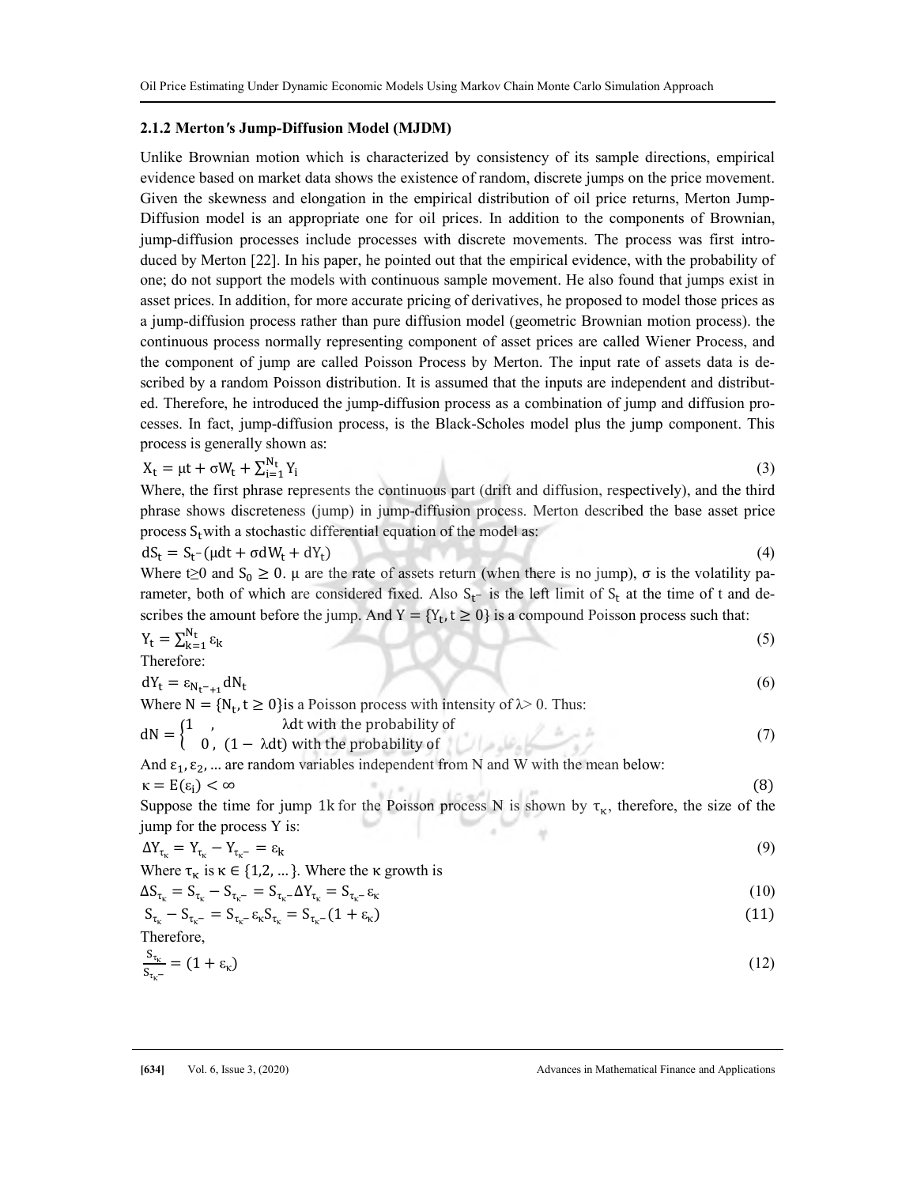### 2.1.2 Merton′s Jump-Diffusion Model (MJDM)

Unlike Brownian motion which is characterized by consistency of its sample directions, empirical evidence based on market data shows the existence of random, discrete jumps on the price movement. Given the skewness and elongation in the empirical distribution of oil price returns, Merton Jump-Diffusion model is an appropriate one for oil prices. In addition to the components of Brownian, jump-diffusion processes include processes with discrete movements. The process was first introduced by Merton [22]. In his paper, he pointed out that the empirical evidence, with the probability of one; do not support the models with continuous sample movement. He also found that jumps exist in asset prices. In addition, for more accurate pricing of derivatives, he proposed to model those prices as a jump-diffusion process rather than pure diffusion model (geometric Brownian motion process). the continuous process normally representing component of asset prices are called Wiener Process, and the component of jump are called Poisson Process by Merton. The input rate of assets data is described by a random Poisson distribution. It is assumed that the inputs are independent and distributed. Therefore, he introduced the jump-diffusion process as a combination of jump and diffusion processes. In fact, jump-diffusion process, is the Black-Scholes model plus the jump component. This process is generally shown as:

$$X_t = \mu t + \sigma W_t + \sum_{i=1}^{N_t} Y_i \tag{3}$$

Where, the first phrase represents the continuous part (drift and diffusion, respectively), and the third phrase shows discreteness (jump) in jump-diffusion process. Merton described the base asset price process $S_t$ with a stochastic differential equation of the model as:

$$dS_t = S_{t^-}(\mu dt + \sigma dW_t + dY_t) \tag{4}$$

Where $t \geq 0$ and $S_0 \geq 0$. μ are the rate of assets return (when there is no jump), σ is the volatility parameter, both of which are considered fixed. Also $S_{t^-}$ is the left limit of $S_t$ at the time of t and describes the amount before the jump. And $Y = \{Y_t, t \geq 0\}$ is a compound Poisson process such that:

$$Y_t = \sum_{k=1}^{N_t} \varepsilon_k \tag{5}$$

Therefore:

$$dY_t = \varepsilon_{N_{t^-}+1} dN_t \tag{6}$$

Where $N = \{N_t, t \geq 0\}$is a Poisson process with intensity of $\lambda > 0$. Thus:

$$dN = \begin{cases} 1 \quad , & \lambda dt \text{ with the probability of} \\ 0 \, , & (1 - \lambda dt) \text{ with the probability of} \end{cases} \tag{7}$$

And $\varepsilon_1, \varepsilon_2, \ldots$ are random variables independent from N and W with the mean below:

$$\kappa = E(\varepsilon_i) < \infty \tag{8}$$

Suppose the time for jump 1k for the Poisson process N is shown by $\tau_\kappa$, therefore, the size of the jump for the process Y is:

$$\Delta Y_{\tau_\kappa} = Y_{\tau_\kappa} - Y_{\tau_{\kappa^-}} = \varepsilon_k \tag{9}$$

Where $\tau_\kappa$ is $\kappa \in \{1,2, \ldots\}$. Where the κ growth is

$$\Delta S_{\tau_\kappa} = S_{\tau_\kappa} - S_{\tau_{\kappa^-}} = S_{\tau_{\kappa^-}} \Delta Y_{\tau_\kappa} = S_{\tau_{\kappa^-}} \varepsilon_\kappa \tag{10}$$

$$S_{\tau_\kappa} - S_{\tau_{\kappa^-}} = S_{\tau_{\kappa^-}} \varepsilon_\kappa S_{\tau_\kappa} = S_{\tau_{\kappa^-}}(1 + \varepsilon_\kappa) \tag{11}$$

Therefore,

$$\frac{S_{\tau_\kappa}}{S_{\tau_{\kappa^-}}} = (1 + \varepsilon_\kappa) \tag{12}$$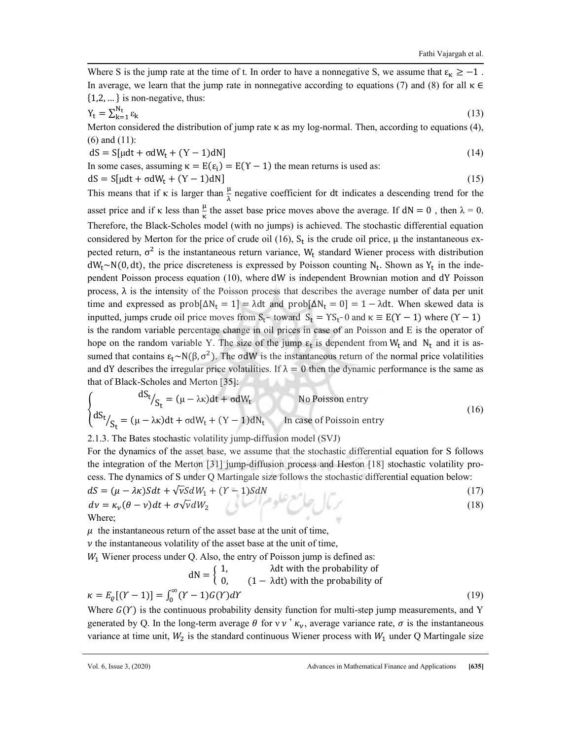Where S is the jump rate at the time of t. In order to have a nonnegative S, we assume that $\varepsilon_\kappa \geq -1$ . In average, we learn that the jump rate in nonnegative according to equations (7) and (8) for all $\kappa \in \{1,2,\dots\}$ is non-negative, thus:

$$Y_t = \sum_{k=1}^{N_t} \varepsilon_k \tag{13}$$

Merton considered the distribution of jump rate κ as my log-normal. Then, according to equations (4), (6) and (11):

$$dS = S[\mu dt + \sigma dW_t + (Y-1)dN] \tag{14}$$

In some cases, assuming $\kappa = E(\varepsilon_i) = E(\Upsilon - 1)$ the mean returns is used as:

$$dS = S[\mu dt + \sigma dW_t + (Y-1)dN] \tag{15}$$

This means that if κ is larger than $\frac{\mu}{\lambda}$ negative coefficient for dt indicates a descending trend for the asset price and if κ less than $\frac{\mu}{\kappa}$ the asset base price moves above the average. If $dN = 0$ , then $\lambda = 0$. Therefore, the Black-Scholes model (with no jumps) is achieved. The stochastic differential equation considered by Merton for the price of crude oil (16), $S_t$ is the crude oil price, μ the instantaneous expected return, $\sigma^2$ is the instantaneous return variance, $W_t$ standard Wiener process with distribution $dW_t \sim N(0, dt)$, the price discreteness is expressed by Poisson counting $N_t$. Shown as $Y_t$ in the independent Poisson process equation (10), where dW is independent Brownian motion and dY Poisson process, λ is the intensity of the Poisson process that describes the average number of data per unit time and expressed as $\text{prob}[\Delta N_t = 1] = \lambda dt$ and $\text{prob}[\Delta N_t = 0] = 1 - \lambda dt$. When skewed data is inputted, jumps crude oil price moves from $S_{t^-}$ toward $S_t = \Upsilon S_{t^-}0$ and $\kappa \equiv E(\Upsilon - 1)$ where $(\Upsilon - 1)$ is the random variable percentage change in oil prices in case of an Poisson and E is the operator of hope on the random variable Y. The size of the jump $\varepsilon_t$ is dependent from $W_t$ and $N_t$ and it is assumed that contains $\varepsilon_t \sim N(\beta, \sigma^2)$. The σdW is the instantaneous return of the normal price volatilities and dY describes the irregular price volatilities. If $\lambda = 0$ then the dynamic performance is the same as that of Black-Scholes and Merton [35]:

$$\begin{cases} dS_t/S_t = (\mu - \lambda\kappa)dt + \sigma dW_t & \text{No Poisson entry} \\ dS_t/S_t = (\mu - \lambda\kappa)dt + \sigma dW_t + (Y-1)dN_t & \text{In case of Poissoin entry} \end{cases} \tag{16}$$

### 2.1.3. The Bates stochastic volatility jump-diffusion model (SVJ)

For the dynamics of the asset base, we assume that the stochastic differential equation for S follows the integration of the Merton [31] jump-diffusion process and Heston [18] stochastic volatility process. The dynamics of S under Q Martingale size follows the stochastic differential equation below:

$$dS = (\mu - \lambda\kappa)Sdt + \sqrt{v}SdW_1 + (Y-1)SdN \tag{17}$$

$$dv = \kappa_v(\theta - v)dt + \sigma\sqrt{v}dW_2 \tag{18}$$

Where;

$\mu$ the instantaneous return of the asset base at the unit of time,

$v$ the instantaneous volatility of the asset base at the unit of time,

$W_1$ Wiener process under Q. Also, the entry of Poisson jump is defined as:

$$dN = \begin{cases} 1, & \lambda dt \text{ with the probability of} \\ 0, & (1-\lambda dt) \text{ with the probability of} \end{cases}$$

$$\kappa = E_Q[(Y-1)] = \int_0^\infty (Y-1)G(Y)dY \tag{19}$$

Where $G(Y)$ is the continuous probability density function for multi-step jump measurements, and Y generated by Q. In the long-term average $\theta$ for v $v$ ' $\kappa_v$, average variance rate, $\sigma$ is the instantaneous variance at time unit, $W_2$ is the standard continuous Wiener process with $W_1$ under Q Martingale size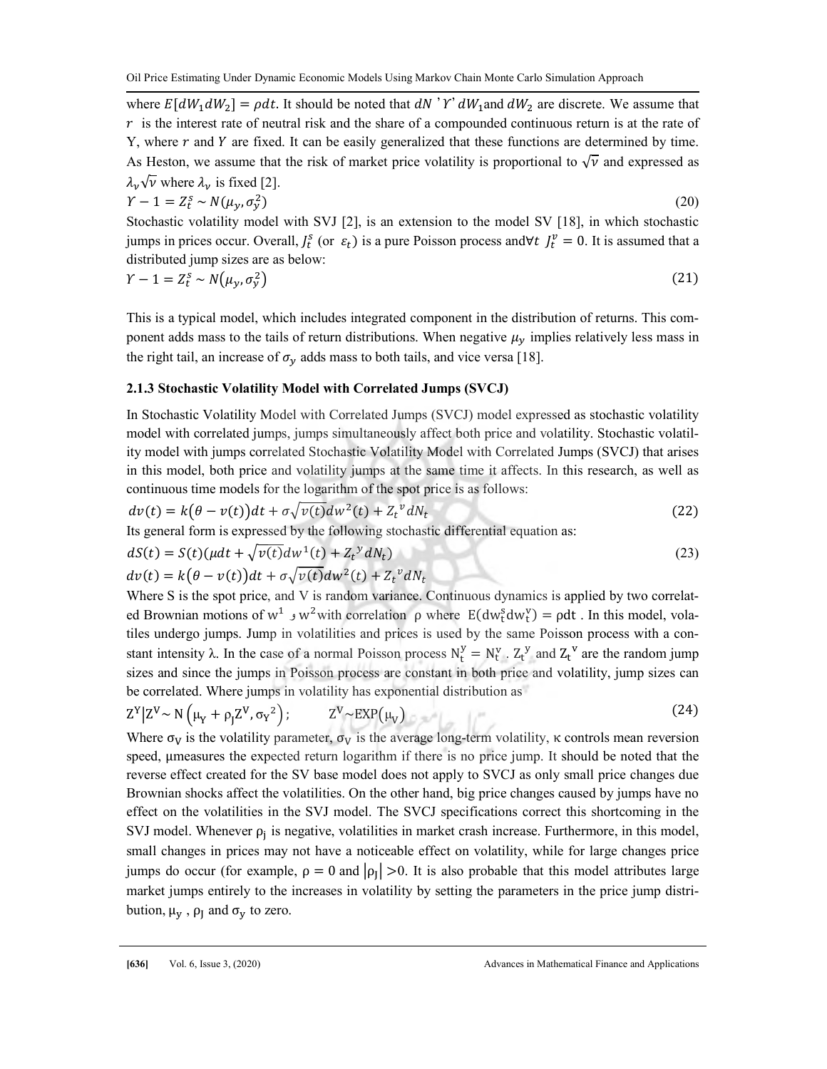where $E[dW_1 dW_2] = \rho dt$. It should be noted that $dN$ ' $Y$' $dW_1$and $dW_2$ are discrete. We assume that $r$ is the interest rate of neutral risk and the share of a compounded continuous return is at the rate of Y, where $r$ and $Y$ are fixed. It can be easily generalized that these functions are determined by time. As Heston, we assume that the risk of market price volatility is proportional to $\sqrt{v}$ and expressed as $\lambda_v \sqrt{v}$ where $\lambda_v$ is fixed [2].

$$Y - 1 = Z_t^s \sim N(\mu_y, \sigma_y^2) \tag{20}$$

Stochastic volatility model with SVJ [2], is an extension to the model SV [18], in which stochastic jumps in prices occur. Overall, $J_t^s$ (or $\varepsilon_t$) is a pure Poisson process and$\forall t$ $J_t^v = 0$. It is assumed that a distributed jump sizes are as below:

$$Y - 1 = Z_t^s \sim N(\mu_y, \sigma_y^2) \tag{21}$$

This is a typical model, which includes integrated component in the distribution of returns. This component adds mass to the tails of return distributions. When negative $\mu_y$ implies relatively less mass in the right tail, an increase of $\sigma_y$ adds mass to both tails, and vice versa [18].

### 2.1.3 Stochastic Volatility Model with Correlated Jumps (SVCJ)

In Stochastic Volatility Model with Correlated Jumps (SVCJ) model expressed as stochastic volatility model with correlated jumps, jumps simultaneously affect both price and volatility. Stochastic volatility model with jumps correlated Stochastic Volatility Model with Correlated Jumps (SVCJ) that arises in this model, both price and volatility jumps at the same time it affects. In this research, as well as continuous time models for the logarithm of the spot price is as follows:

$$dv(t) = k(\theta - v(t))dt + \sigma\sqrt{v(t)}dw^2(t) + Z_t{}^v dN_t \tag{22}$$

Its general form is expressed by the following stochastic differential equation as:

$$dS(t) = S(t)(\mu dt + \sqrt{v(t)}dw^1(t) + Z_t{}^y dN_t) \tag{23}$$

$$dv(t) = k(\theta - v(t))dt + \sigma\sqrt{v(t)}dw^2(t) + Z_t{}^v dN_t$$

Where S is the spot price, and V is random variance. Continuous dynamics is applied by two correlated Brownian motions of $w^1$ و $w^2$ with correlation ρ where $E(dw_t^s dw_t^y) = \rho dt$ . In this model, volatiles undergo jumps. Jump in volatilities and prices is used by the same Poisson process with a constant intensity λ. In the case of a normal Poisson process $N_t^y = N_t^v$ . $Z_t{}^y$ and $Z_t{}^v$ are the random jump sizes and since the jumps in Poisson process are constant in both price and volatility, jump sizes can be correlated. Where jumps in volatility has exponential distribution as

$$Z^Y | Z^V \sim N\left(\mu_Y + \rho_J Z^V, \sigma_Y{}^2\right); \qquad Z^V \sim \mathrm{EXP}(\mu_V) \tag{24}$$

Where $\sigma_V$ is the volatility parameter, $\sigma_V$ is the average long-term volatility, κ controls mean reversion speed, μmeasures the expected return logarithm if there is no price jump. It should be noted that the reverse effect created for the SV base model does not apply to SVCJ as only small price changes due Brownian shocks affect the volatilities. On the other hand, big price changes caused by jumps have no effect on the volatilities in the SVJ model. The SVCJ specifications correct this shortcoming in the SVJ model. Whenever $\rho_j$ is negative, volatilities in market crash increase. Furthermore, in this model, small changes in prices may not have a noticeable effect on volatility, while for large changes price jumps do occur (for example, $\rho = 0$ and $|\rho_J| > 0$. It is also probable that this model attributes large market jumps entirely to the increases in volatility by setting the parameters in the price jump distribution, $\mu_y$ , $\rho_J$ and $\sigma_y$ to zero.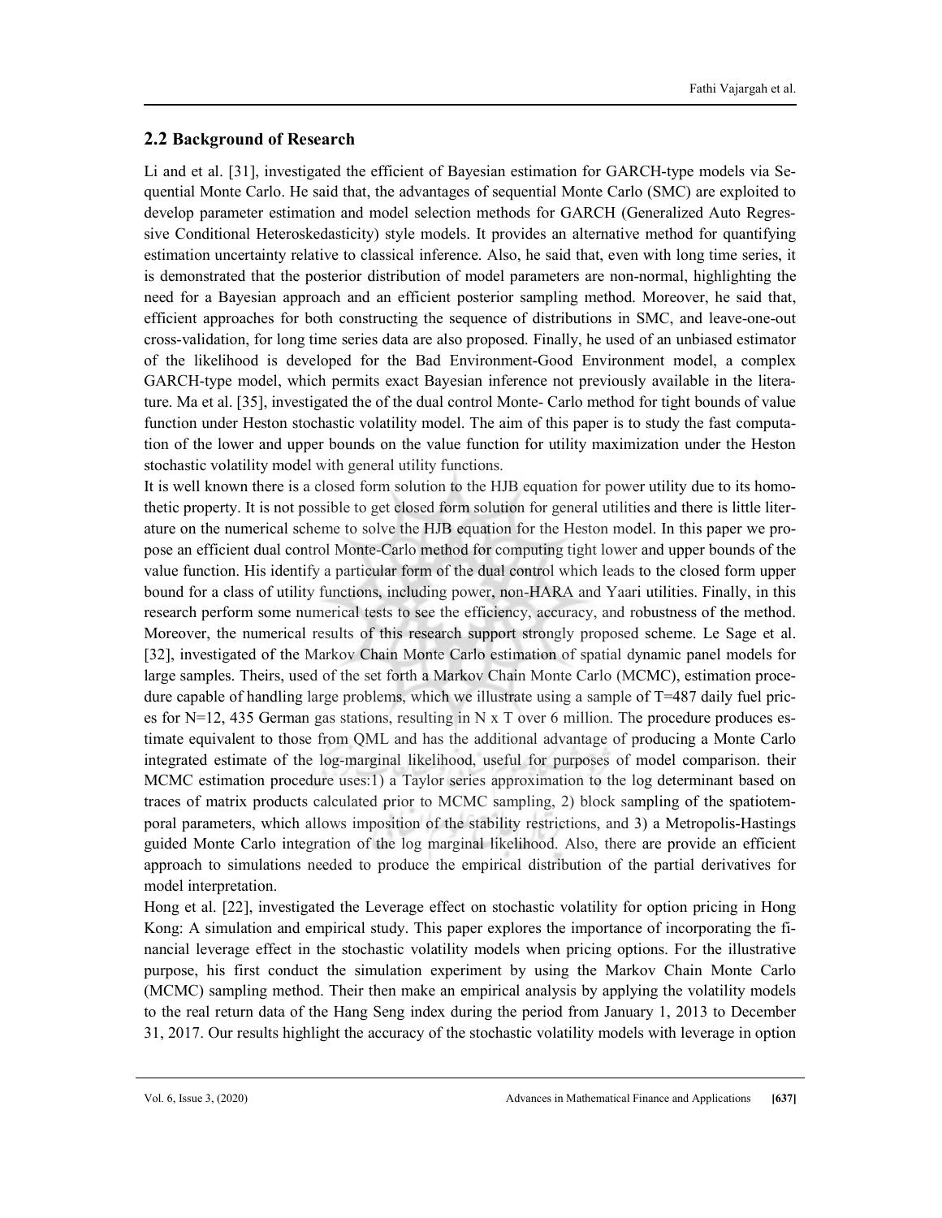## 2.2 Background of Research

Li and et al. [31], investigated the efficient of Bayesian estimation for GARCH-type models via Sequential Monte Carlo. He said that, the advantages of sequential Monte Carlo (SMC) are exploited to develop parameter estimation and model selection methods for GARCH (Generalized Auto Regressive Conditional Heteroskedasticity) style models. It provides an alternative method for quantifying estimation uncertainty relative to classical inference. Also, he said that, even with long time series, it is demonstrated that the posterior distribution of model parameters are non-normal, highlighting the need for a Bayesian approach and an efficient posterior sampling method. Moreover, he said that, efficient approaches for both constructing the sequence of distributions in SMC, and leave-one-out cross-validation, for long time series data are also proposed. Finally, he used of an unbiased estimator of the likelihood is developed for the Bad Environment-Good Environment model, a complex GARCH-type model, which permits exact Bayesian inference not previously available in the literature. Ma et al. [35], investigated the of the dual control Monte- Carlo method for tight bounds of value function under Heston stochastic volatility model. The aim of this paper is to study the fast computation of the lower and upper bounds on the value function for utility maximization under the Heston stochastic volatility model with general utility functions.

It is well known there is a closed form solution to the HJB equation for power utility due to its homothetic property. It is not possible to get closed form solution for general utilities and there is little literature on the numerical scheme to solve the HJB equation for the Heston model. In this paper we propose an efficient dual control Monte-Carlo method for computing tight lower and upper bounds of the value function. His identify a particular form of the dual control which leads to the closed form upper bound for a class of utility functions, including power, non-HARA and Yaari utilities. Finally, in this research perform some numerical tests to see the efficiency, accuracy, and robustness of the method. Moreover, the numerical results of this research support strongly proposed scheme. Le Sage et al. [32], investigated of the Markov Chain Monte Carlo estimation of spatial dynamic panel models for large samples. Theirs, used of the set forth a Markov Chain Monte Carlo (MCMC), estimation procedure capable of handling large problems, which we illustrate using a sample of T=487 daily fuel prices for N=12, 435 German gas stations, resulting in N x T over 6 million. The procedure produces estimate equivalent to those from QML and has the additional advantage of producing a Monte Carlo integrated estimate of the log-marginal likelihood, useful for purposes of model comparison. their MCMC estimation procedure uses:1) a Taylor series approximation to the log determinant based on traces of matrix products calculated prior to MCMC sampling, 2) block sampling of the spatiotemporal parameters, which allows imposition of the stability restrictions, and 3) a Metropolis-Hastings guided Monte Carlo integration of the log marginal likelihood. Also, there are provide an efficient approach to simulations needed to produce the empirical distribution of the partial derivatives for model interpretation.

Hong et al. [22], investigated the Leverage effect on stochastic volatility for option pricing in Hong Kong: A simulation and empirical study. This paper explores the importance of incorporating the financial leverage effect in the stochastic volatility models when pricing options. For the illustrative purpose, his first conduct the simulation experiment by using the Markov Chain Monte Carlo (MCMC) sampling method. Their then make an empirical analysis by applying the volatility models to the real return data of the Hang Seng index during the period from January 1, 2013 to December 31, 2017. Our results highlight the accuracy of the stochastic volatility models with leverage in option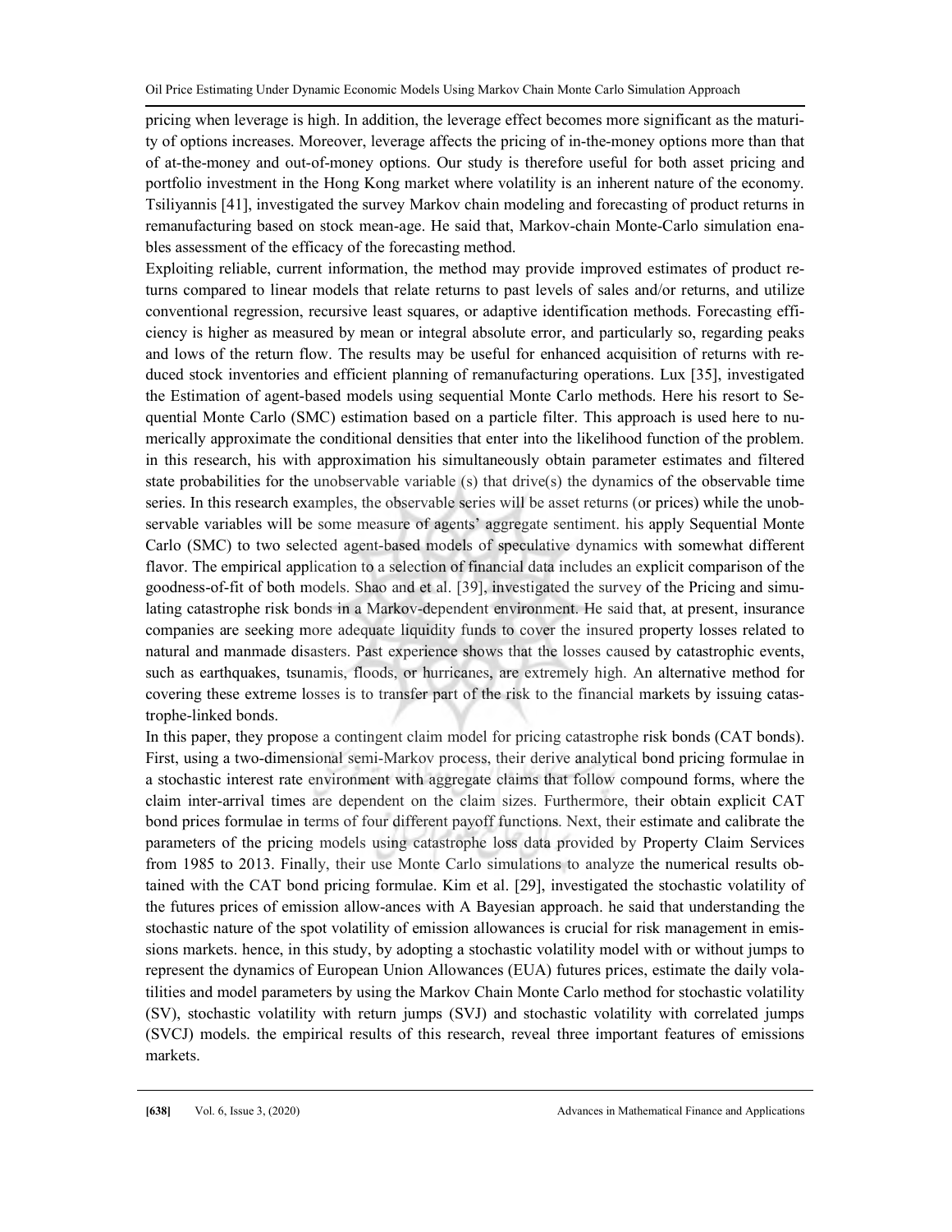pricing when leverage is high. In addition, the leverage effect becomes more significant as the maturity of options increases. Moreover, leverage affects the pricing of in-the-money options more than that of at-the-money and out-of-money options. Our study is therefore useful for both asset pricing and portfolio investment in the Hong Kong market where volatility is an inherent nature of the economy. Tsiliyannis [41], investigated the survey Markov chain modeling and forecasting of product returns in remanufacturing based on stock mean-age. He said that, Markov-chain Monte-Carlo simulation enables assessment of the efficacy of the forecasting method.

Exploiting reliable, current information, the method may provide improved estimates of product returns compared to linear models that relate returns to past levels of sales and/or returns, and utilize conventional regression, recursive least squares, or adaptive identification methods. Forecasting efficiency is higher as measured by mean or integral absolute error, and particularly so, regarding peaks and lows of the return flow. The results may be useful for enhanced acquisition of returns with reduced stock inventories and efficient planning of remanufacturing operations. Lux [35], investigated the Estimation of agent-based models using sequential Monte Carlo methods. Here his resort to Sequential Monte Carlo (SMC) estimation based on a particle filter. This approach is used here to numerically approximate the conditional densities that enter into the likelihood function of the problem. in this research, his with approximation his simultaneously obtain parameter estimates and filtered state probabilities for the unobservable variable (s) that drive(s) the dynamics of the observable time series. In this research examples, the observable series will be asset returns (or prices) while the unobservable variables will be some measure of agents' aggregate sentiment. his apply Sequential Monte Carlo (SMC) to two selected agent-based models of speculative dynamics with somewhat different flavor. The empirical application to a selection of financial data includes an explicit comparison of the goodness-of-fit of both models. Shao and et al. [39], investigated the survey of the Pricing and simulating catastrophe risk bonds in a Markov-dependent environment. He said that, at present, insurance companies are seeking more adequate liquidity funds to cover the insured property losses related to natural and manmade disasters. Past experience shows that the losses caused by catastrophic events, such as earthquakes, tsunamis, floods, or hurricanes, are extremely high. An alternative method for covering these extreme losses is to transfer part of the risk to the financial markets by issuing catastrophe-linked bonds.

In this paper, they propose a contingent claim model for pricing catastrophe risk bonds (CAT bonds). First, using a two-dimensional semi-Markov process, their derive analytical bond pricing formulae in a stochastic interest rate environment with aggregate claims that follow compound forms, where the claim inter-arrival times are dependent on the claim sizes. Furthermore, their obtain explicit CAT bond prices formulae in terms of four different payoff functions. Next, their estimate and calibrate the parameters of the pricing models using catastrophe loss data provided by Property Claim Services from 1985 to 2013. Finally, their use Monte Carlo simulations to analyze the numerical results obtained with the CAT bond pricing formulae. Kim et al. [29], investigated the stochastic volatility of the futures prices of emission allow-ances with A Bayesian approach. he said that understanding the stochastic nature of the spot volatility of emission allowances is crucial for risk management in emissions markets. hence, in this study, by adopting a stochastic volatility model with or without jumps to represent the dynamics of European Union Allowances (EUA) futures prices, estimate the daily volatilities and model parameters by using the Markov Chain Monte Carlo method for stochastic volatility (SV), stochastic volatility with return jumps (SVJ) and stochastic volatility with correlated jumps (SVCJ) models. the empirical results of this research, reveal three important features of emissions markets.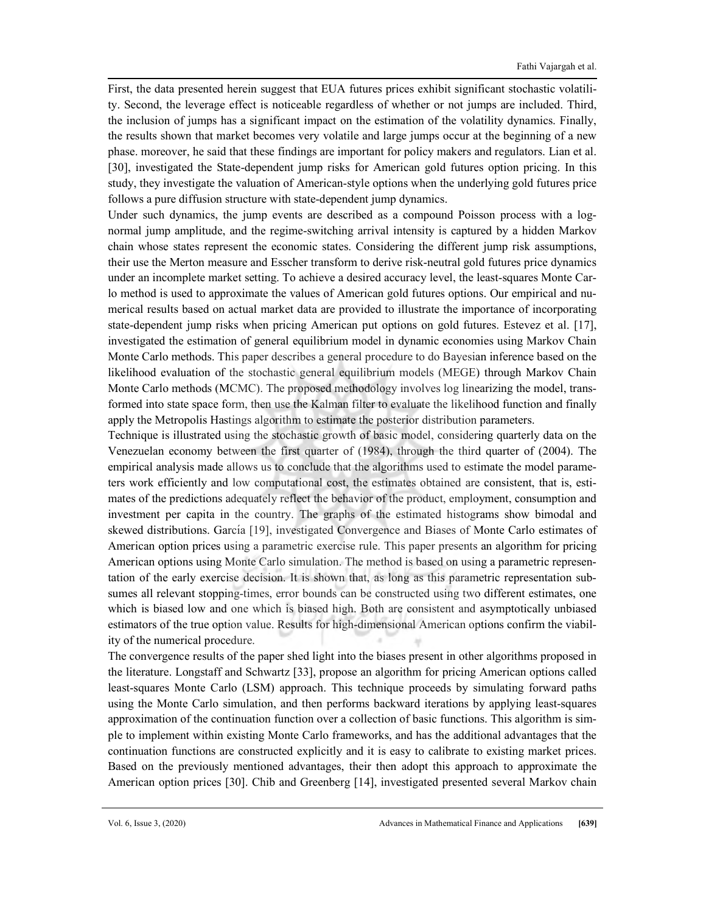First, the data presented herein suggest that EUA futures prices exhibit significant stochastic volatility. Second, the leverage effect is noticeable regardless of whether or not jumps are included. Third, the inclusion of jumps has a significant impact on the estimation of the volatility dynamics. Finally, the results shown that market becomes very volatile and large jumps occur at the beginning of a new phase. moreover, he said that these findings are important for policy makers and regulators. Lian et al. [30], investigated the State-dependent jump risks for American gold futures option pricing. In this study, they investigate the valuation of American-style options when the underlying gold futures price follows a pure diffusion structure with state-dependent jump dynamics.

Under such dynamics, the jump events are described as a compound Poisson process with a log-normal jump amplitude, and the regime-switching arrival intensity is captured by a hidden Markov chain whose states represent the economic states. Considering the different jump risk assumptions, their use the Merton measure and Esscher transform to derive risk-neutral gold futures price dynamics under an incomplete market setting. To achieve a desired accuracy level, the least-squares Monte Carlo method is used to approximate the values of American gold futures options. Our empirical and numerical results based on actual market data are provided to illustrate the importance of incorporating state-dependent jump risks when pricing American put options on gold futures. Estevez et al. [17], investigated the estimation of general equilibrium model in dynamic economies using Markov Chain Monte Carlo methods. This paper describes a general procedure to do Bayesian inference based on the likelihood evaluation of the stochastic general equilibrium models (MEGE) through Markov Chain Monte Carlo methods (MCMC). The proposed methodology involves log linearizing the model, transformed into state space form, then use the Kalman filter to evaluate the likelihood function and finally apply the Metropolis Hastings algorithm to estimate the posterior distribution parameters.

Technique is illustrated using the stochastic growth of basic model, considering quarterly data on the Venezuelan economy between the first quarter of (1984), through the third quarter of (2004). The empirical analysis made allows us to conclude that the algorithms used to estimate the model parameters work efficiently and low computational cost, the estimates obtained are consistent, that is, estimates of the predictions adequately reflect the behavior of the product, employment, consumption and investment per capita in the country. The graphs of the estimated histograms show bimodal and skewed distributions. García [19], investigated Convergence and Biases of Monte Carlo estimates of American option prices using a parametric exercise rule. This paper presents an algorithm for pricing American options using Monte Carlo simulation. The method is based on using a parametric representation of the early exercise decision. It is shown that, as long as this parametric representation subsumes all relevant stopping-times, error bounds can be constructed using two different estimates, one which is biased low and one which is biased high. Both are consistent and asymptotically unbiased estimators of the true option value. Results for high-dimensional American options confirm the viability of the numerical procedure.

The convergence results of the paper shed light into the biases present in other algorithms proposed in the literature. Longstaff and Schwartz [33], propose an algorithm for pricing American options called least-squares Monte Carlo (LSM) approach. This technique proceeds by simulating forward paths using the Monte Carlo simulation, and then performs backward iterations by applying least-squares approximation of the continuation function over a collection of basic functions. This algorithm is simple to implement within existing Monte Carlo frameworks, and has the additional advantages that the continuation functions are constructed explicitly and it is easy to calibrate to existing market prices. Based on the previously mentioned advantages, their then adopt this approach to approximate the American option prices [30]. Chib and Greenberg [14], investigated presented several Markov chain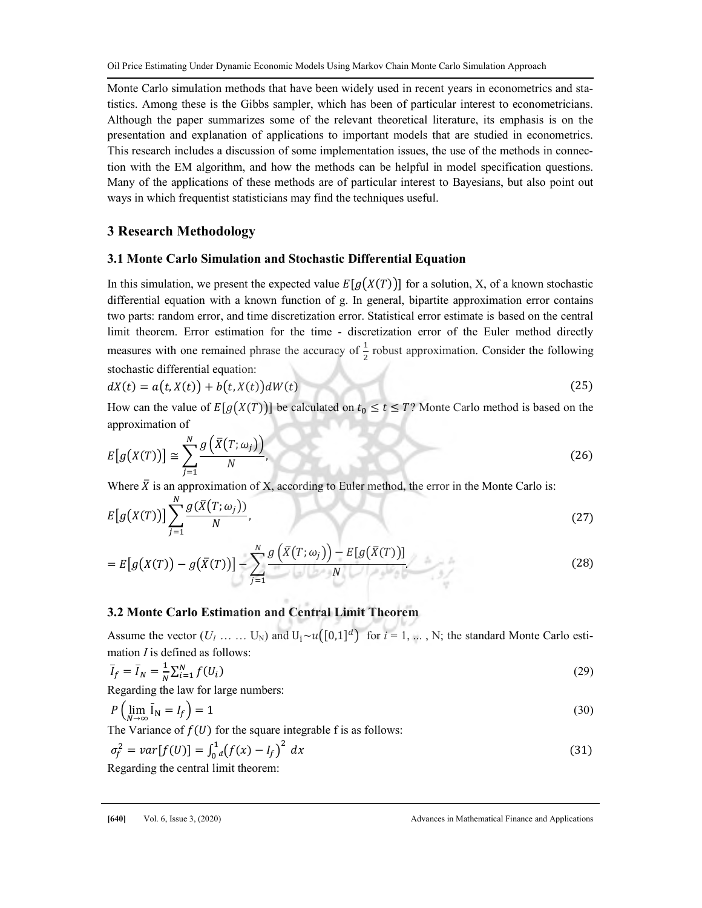Monte Carlo simulation methods that have been widely used in recent years in econometrics and statistics. Among these is the Gibbs sampler, which has been of particular interest to econometricians. Although the paper summarizes some of the relevant theoretical literature, its emphasis is on the presentation and explanation of applications to important models that are studied in econometrics. This research includes a discussion of some implementation issues, the use of the methods in connection with the EM algorithm, and how the methods can be helpful in model specification questions. Many of the applications of these methods are of particular interest to Bayesians, but also point out ways in which frequentist statisticians may find the techniques useful.

## 3 Research Methodology

### 3.1 Monte Carlo Simulation and Stochastic Differential Equation

In this simulation, we present the expected value $E[g(X(T))]$ for a solution, X, of a known stochastic differential equation with a known function of g. In general, bipartite approximation error contains two parts: random error, and time discretization error. Statistical error estimate is based on the central limit theorem. Error estimation for the time - discretization error of the Euler method directly measures with one remained phrase the accuracy of $\frac{1}{2}$ robust approximation. Consider the following stochastic differential equation:

$$dX(t) = a(t, X(t)) + b(t, X(t))dW(t) \tag{25}$$

How can the value of $E[g(X(T))]$ be calculated on $t_0 \leq t \leq T$? Monte Carlo method is based on the approximation of

$$E[g(X(T))] \cong \sum_{j=1}^{N} \frac{g\left(\bar{X}(T; \omega_j)\right)}{N}, \tag{26}$$

Where $\bar{X}$ is an approximation of X, according to Euler method, the error in the Monte Carlo is:

$$E[g(X(T))] \sum_{j=1}^{N} \frac{g(\bar{X}(T; \omega_j))}{N}, \tag{27}$$

$$= E[g(X(T)) - g(\bar{X}(T))] - \sum_{j=1}^{N} \frac{g\left(\bar{X}(T; \omega_j)\right) - E[g(\bar{X}(T))]}{N}. \tag{28}$$

### 3.2 Monte Carlo Estimation and Central Limit Theorem

Assume the vector ($U_1 \ldots \ldots U_N$) and $U_i \sim u([0,1]^d)$ for $i = 1, \ldots, N$; the standard Monte Carlo estimation $I$ is defined as follows:

$$\bar{I}_f = \bar{I}_N = \frac{1}{N} \sum_{i=1}^{N} f(U_i) \tag{29}$$

Regarding the law for large numbers:

$$P\left(\lim_{N \to \infty} \bar{I}_N = I_f\right) = 1 \tag{30}$$

The Variance of $f(U)$ for the square integrable f is as follows:

$$\sigma_f^2 = var[f(U)] = \int_{0^d}^{1} \left(f(x) - I_f\right)^2 dx \tag{31}$$

Regarding the central limit theorem: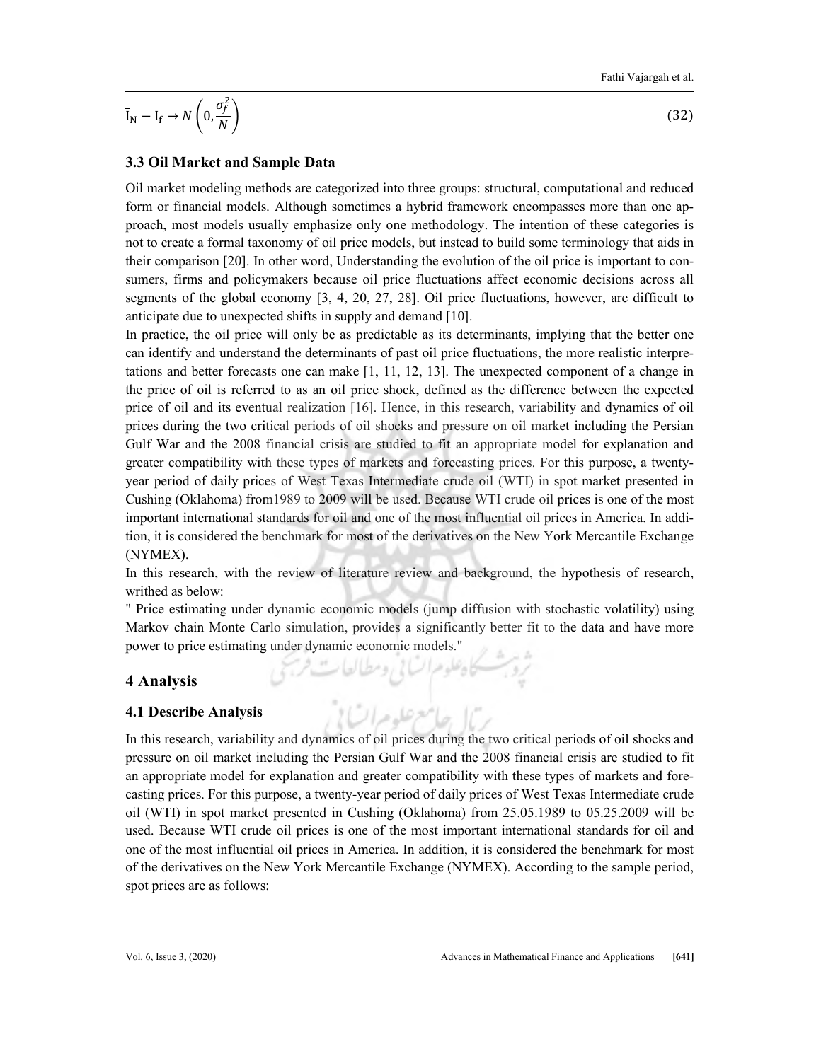$$\bar{I}_N - I_f \rightarrow N\left(0, \frac{\sigma_f^2}{N}\right) \tag{32}$$

### 3.3 Oil Market and Sample Data

Oil market modeling methods are categorized into three groups: structural, computational and reduced form or financial models. Although sometimes a hybrid framework encompasses more than one approach, most models usually emphasize only one methodology. The intention of these categories is not to create a formal taxonomy of oil price models, but instead to build some terminology that aids in their comparison [20]. In other word, Understanding the evolution of the oil price is important to consumers, firms and policymakers because oil price fluctuations affect economic decisions across all segments of the global economy [3, 4, 20, 27, 28]. Oil price fluctuations, however, are difficult to anticipate due to unexpected shifts in supply and demand [10].

In practice, the oil price will only be as predictable as its determinants, implying that the better one can identify and understand the determinants of past oil price fluctuations, the more realistic interpretations and better forecasts one can make [1, 11, 12, 13]. The unexpected component of a change in the price of oil is referred to as an oil price shock, defined as the difference between the expected price of oil and its eventual realization [16]. Hence, in this research, variability and dynamics of oil prices during the two critical periods of oil shocks and pressure on oil market including the Persian Gulf War and the 2008 financial crisis are studied to fit an appropriate model for explanation and greater compatibility with these types of markets and forecasting prices. For this purpose, a twenty-year period of daily prices of West Texas Intermediate crude oil (WTI) in spot market presented in Cushing (Oklahoma) from1989 to 2009 will be used. Because WTI crude oil prices is one of the most important international standards for oil and one of the most influential oil prices in America. In addition, it is considered the benchmark for most of the derivatives on the New York Mercantile Exchange (NYMEX).

In this research, with the review of literature review and background, the hypothesis of research, writhed as below:

" Price estimating under dynamic economic models (jump diffusion with stochastic volatility) using Markov chain Monte Carlo simulation, provides a significantly better fit to the data and have more power to price estimating under dynamic economic models."

## 4 Analysis

### 4.1 Describe Analysis

In this research, variability and dynamics of oil prices during the two critical periods of oil shocks and pressure on oil market including the Persian Gulf War and the 2008 financial crisis are studied to fit an appropriate model for explanation and greater compatibility with these types of markets and forecasting prices. For this purpose, a twenty-year period of daily prices of West Texas Intermediate crude oil (WTI) in spot market presented in Cushing (Oklahoma) from 25.05.1989 to 05.25.2009 will be used. Because WTI crude oil prices is one of the most important international standards for oil and one of the most influential oil prices in America. In addition, it is considered the benchmark for most of the derivatives on the New York Mercantile Exchange (NYMEX). According to the sample period, spot prices are as follows: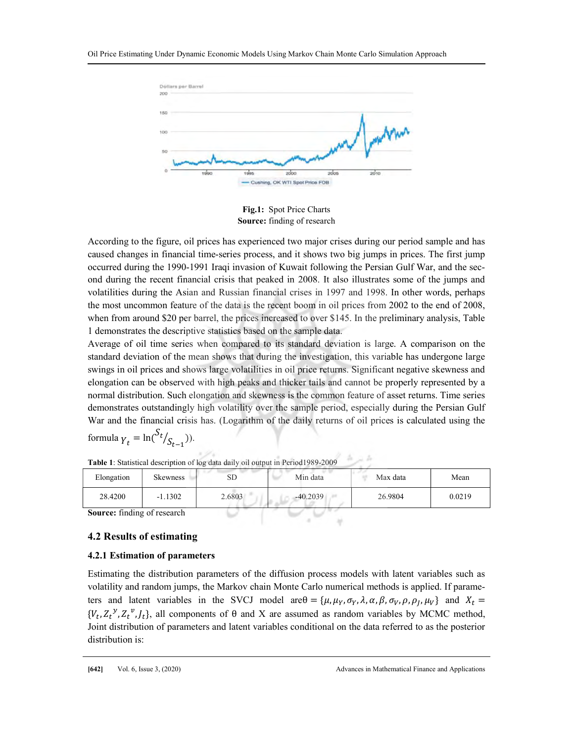**Fig.1:** Spot Price Charts
**Source:** finding of research

According to the figure, oil prices has experienced two major crises during our period sample and has caused changes in financial time-series process, and it shows two big jumps in prices. The first jump occurred during the 1990-1991 Iraqi invasion of Kuwait following the Persian Gulf War, and the second during the recent financial crisis that peaked in 2008. It also illustrates some of the jumps and volatilities during the Asian and Russian financial crises in 1997 and 1998. In other words, perhaps the most uncommon feature of the data is the recent boom in oil prices from 2002 to the end of 2008, when from around \$20 per barrel, the prices increased to over \$145. In the preliminary analysis, Table 1 demonstrates the descriptive statistics based on the sample data.

Average of oil time series when compared to its standard deviation is large. A comparison on the standard deviation of the mean shows that during the investigation, this variable has undergone large swings in oil prices and shows large volatilities in oil price returns. Significant negative skewness and elongation can be observed with high peaks and thicker tails and cannot be properly represented by a normal distribution. Such elongation and skewness is the common feature of asset returns. Time series demonstrates outstandingly high volatility over the sample period, especially during the Persian Gulf War and the financial crisis has. (Logarithm of the daily returns of oil prices is calculated using the formula $Y_t = \ln(S_t/S_{t-1})$).

**Table 1**: Statistical description of log data daily oil output in Period1989-2009

| Elongation | Skewness | SD | Min data | Max data | Mean |
|---|---|---|---|---|---|
| 28.4200 | -1.1302 | 2.6803 | -40.2039 | 26.9804 | 0.0219 |

**Source:** finding of research

### 4.2 Results of estimating

#### 4.2.1 Estimation of parameters

Estimating the distribution parameters of the diffusion process models with latent variables such as volatility and random jumps, the Markov chain Monte Carlo numerical methods is applied. If parameters and latent variables in the SVCJ model are $\theta = \{\mu, \mu_Y, \sigma_Y, \lambda, \alpha, \beta, \sigma_V, \rho, \rho_J, \mu_V\}$ and $X_t = \{V_t, Z_t^{\,y}, Z_t^{\,v}, J_t\}$, all components of θ and X are assumed as random variables by MCMC method, Joint distribution of parameters and latent variables conditional on the data referred to as the posterior distribution is: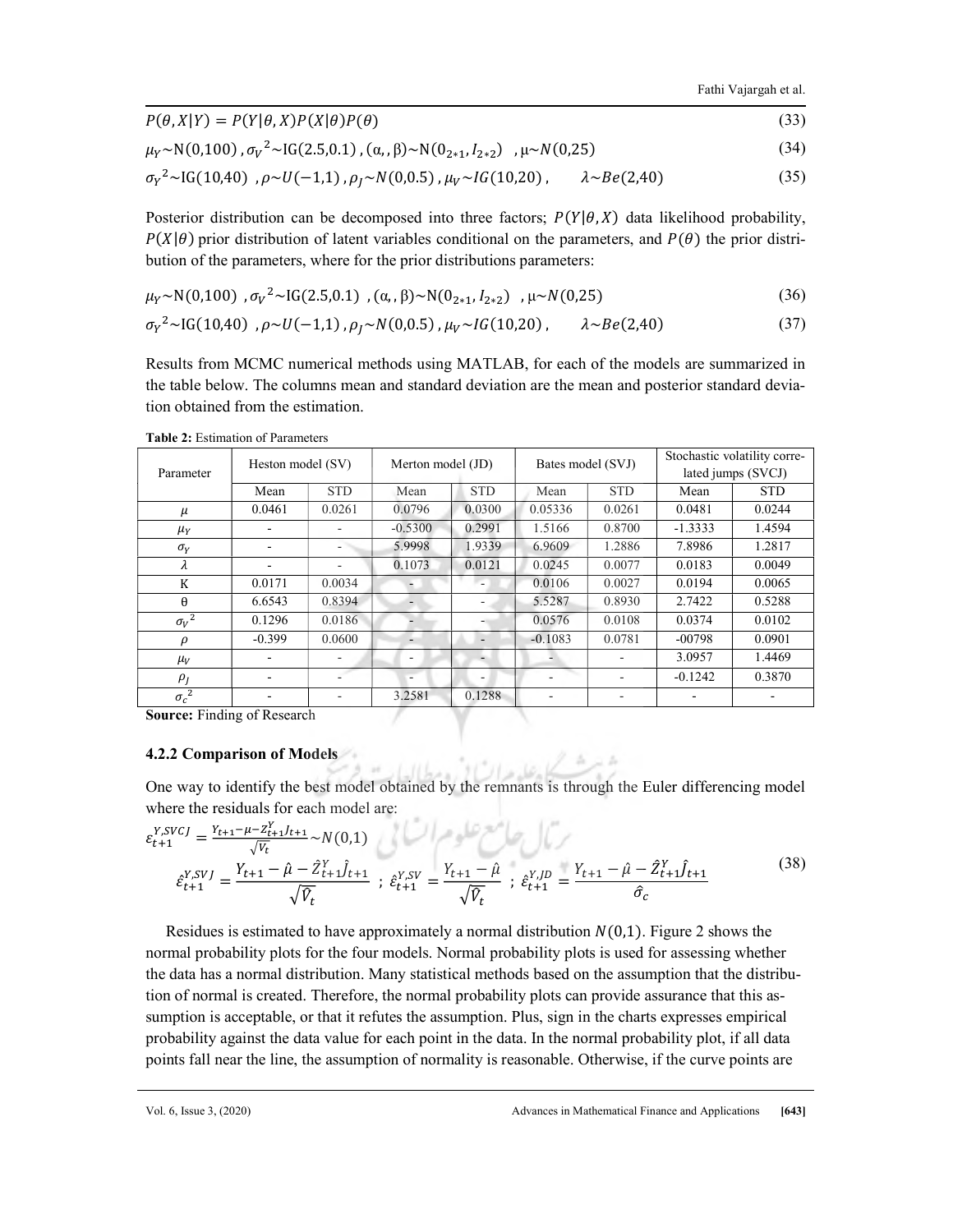$$P(\theta, X|Y) = P(Y|\theta, X)P(X|\theta)P(\theta) \tag{33}$$

$$\mu_Y \sim \mathrm{N}(0,100)\ ,\sigma_V{}^2 \sim \mathrm{IG}(2.5,0.1)\ ,(\alpha,,\beta) \sim \mathrm{N}(0_{2*1}, I_{2*2})\ \ ,\mu \sim N(0,25) \tag{34}$$

$$\sigma_Y{}^2 \sim \mathrm{IG}(10,40)\ \ ,\rho \sim U(-1,1)\ ,\rho_J \sim N(0,0.5)\ ,\mu_V \sim IG(10,20)\ , \qquad \lambda \sim Be(2,40) \tag{35}$$

Posterior distribution can be decomposed into three factors; $P(Y|\theta, X)$ data likelihood probability, $P(X|\theta)$ prior distribution of latent variables conditional on the parameters, and $P(\theta)$ the prior distribution of the parameters, where for the prior distributions parameters:

$$\mu_Y \sim \mathrm{N}(0,100)\ \ ,\sigma_V{}^2 \sim \mathrm{IG}(2.5,0.1)\ \ ,(\alpha,,\beta) \sim \mathrm{N}(0_{2*1}, I_{2*2})\ \ ,\mu \sim N(0,25) \tag{36}$$

$$\sigma_Y{}^2 \sim \mathrm{IG}(10,40)\ \ ,\rho \sim U(-1,1)\ ,\rho_J \sim N(0,0.5)\ ,\mu_V \sim IG(10,20)\ , \qquad \lambda \sim Be(2,40) \tag{37}$$

Results from MCMC numerical methods using MATLAB, for each of the models are summarized in the table below. The columns mean and standard deviation are the mean and posterior standard deviation obtained from the estimation.

**Table 2:** Estimation of Parameters

| Parameter | Heston model (SV) | | Merton model (JD) | | Bates model (SVJ) | | Stochastic volatility correlated jumps (SVCJ) | |
|---|---|---|---|---|---|---|---|---|
| | Mean | STD | Mean | STD | Mean | STD | Mean | STD |
| $\mu$ | 0.0461 | 0.0261 | 0.0796 | 0.0300 | 0.05336 | 0.0261 | 0.0481 | 0.0244 |
| $\mu_Y$ | - | - | -0.5300 | 0.2991 | 1.5166 | 0.8700 | -1.3333 | 1.4594 |
| $\sigma_Y$ | - | - | 5.9998 | 1.9339 | 6.9609 | 1.2886 | 7.8986 | 1.2817 |
| $\lambda$ | - | - | 0.1073 | 0.0121 | 0.0245 | 0.0077 | 0.0183 | 0.0049 |
| Κ | 0.0171 | 0.0034 | - | - | 0.0106 | 0.0027 | 0.0194 | 0.0065 |
| θ | 6.6543 | 0.8394 | - | - | 5.5287 | 0.8930 | 2.7422 | 0.5288 |
| $\sigma_V{}^2$ | 0.1296 | 0.0186 | - | - | 0.0576 | 0.0108 | 0.0374 | 0.0102 |
| $\rho$ | -0.399 | 0.0600 | - | - | -0.1083 | 0.0781 | -00798 | 0.0901 |
| $\mu_V$ | - | - | - | - | - | - | 3.0957 | 1.4469 |
| $\rho_J$ | - | - | - | - | - | - | -0.1242 | 0.3870 |
| $\sigma_c{}^2$ | - | - | 3.2581 | 0.1288 | - | - | - | - |

**Source:** Finding of Research

### 4.2.2 Comparison of Models

One way to identify the best model obtained by the remnants is through the Euler differencing model where the residuals for each model are:

$$\varepsilon_{t+1}^{Y,SVCJ} = \frac{Y_{t+1} - \mu - Z_{t+1}^{Y} J_{t+1}}{\sqrt{V_t}} \sim N(0,1)$$
$$\hat{\varepsilon}_{t+1}^{Y,SVJ} = \frac{Y_{t+1} - \hat{\mu} - \hat{Z}_{t+1}^{Y} \hat{J}_{t+1}}{\sqrt{\hat{V}_t}}\ ;\ \hat{\varepsilon}_{t+1}^{Y,SV} = \frac{Y_{t+1} - \hat{\mu}}{\sqrt{\hat{V}_t}}\ ;\ \hat{\varepsilon}_{t+1}^{Y,JD} = \frac{Y_{t+1} - \hat{\mu} - \hat{Z}_{t+1}^{Y} \hat{J}_{t+1}}{\hat{\sigma}_c} \tag{38}$$

Residues is estimated to have approximately a normal distribution $N(0,1)$. Figure 2 shows the normal probability plots for the four models. Normal probability plots is used for assessing whether the data has a normal distribution. Many statistical methods based on the assumption that the distribution of normal is created. Therefore, the normal probability plots can provide assurance that this assumption is acceptable, or that it refutes the assumption. Plus, sign in the charts expresses empirical probability against the data value for each point in the data. In the normal probability plot, if all data points fall near the line, the assumption of normality is reasonable. Otherwise, if the curve points are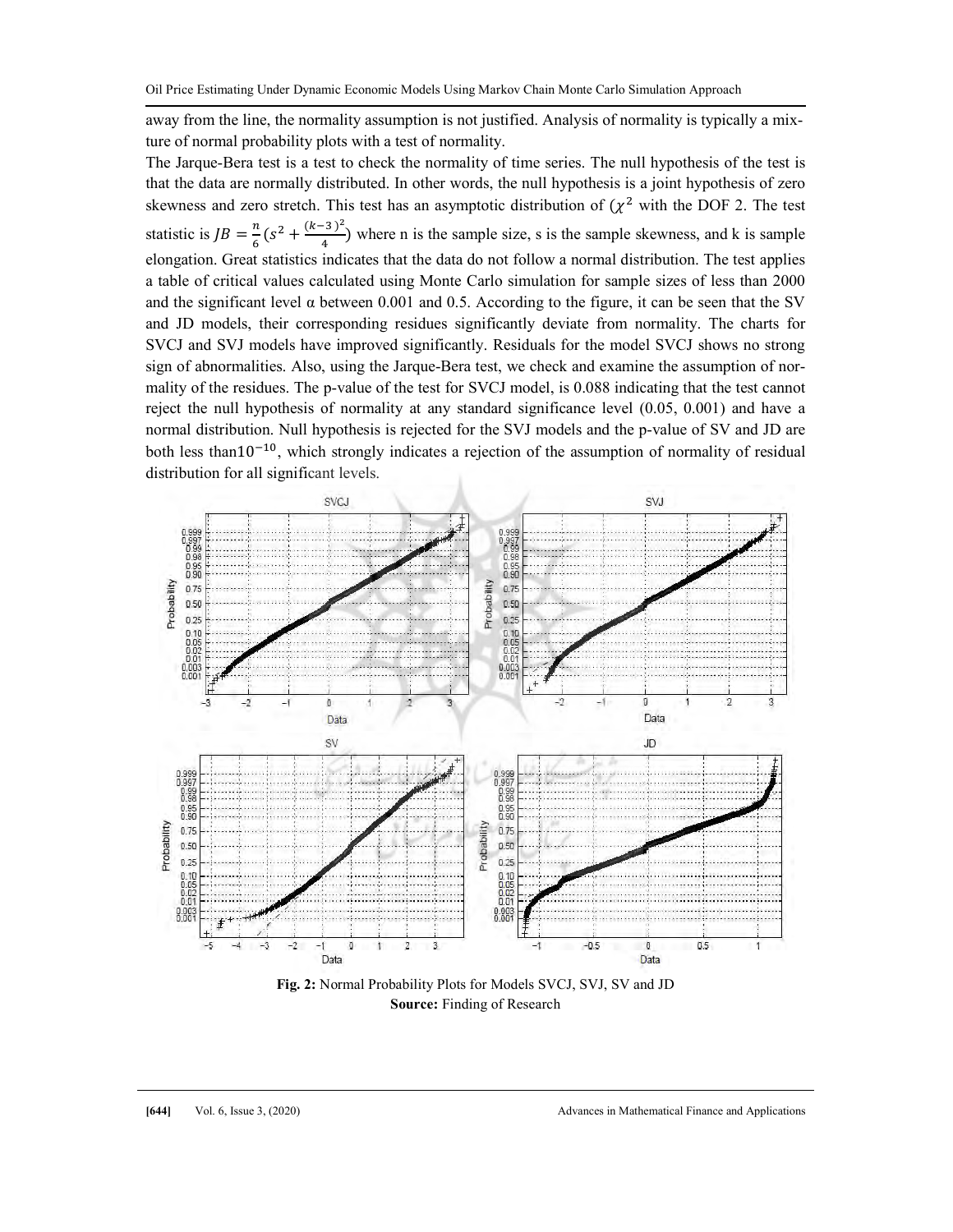away from the line, the normality assumption is not justified. Analysis of normality is typically a mixture of normal probability plots with a test of normality.

The Jarque-Bera test is a test to check the normality of time series. The null hypothesis of the test is that the data are normally distributed. In other words, the null hypothesis is a joint hypothesis of zero skewness and zero stretch. This test has an asymptotic distribution of ($\chi^2$ with the DOF 2. The test statistic is $JB = \frac{n}{6}(s^2 + \frac{(k-3)^2}{4})$ where n is the sample size, s is the sample skewness, and k is sample elongation. Great statistics indicates that the data do not follow a normal distribution. The test applies a table of critical values calculated using Monte Carlo simulation for sample sizes of less than 2000 and the significant level α between 0.001 and 0.5. According to the figure, it can be seen that the SV and JD models, their corresponding residues significantly deviate from normality. The charts for SVCJ and SVJ models have improved significantly. Residuals for the model SVCJ shows no strong sign of abnormalities. Also, using the Jarque-Bera test, we check and examine the assumption of normality of the residues. The p-value of the test for SVCJ model, is 0.088 indicating that the test cannot reject the null hypothesis of normality at any standard significance level (0.05, 0.001) and have a normal distribution. Null hypothesis is rejected for the SVJ models and the p-value of SV and JD are both less than$10^{-10}$, which strongly indicates a rejection of the assumption of normality of residual distribution for all significant levels.

**Fig. 2:** Normal Probability Plots for Models SVCJ, SVJ, SV and JD
**Source:** Finding of Research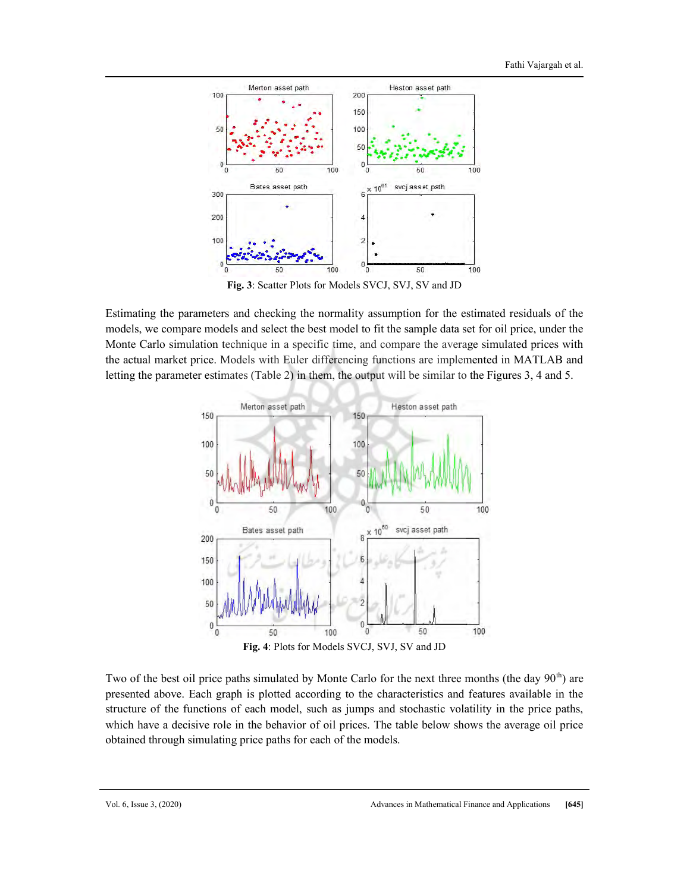**Fig. 3**: Scatter Plots for Models SVCJ, SVJ, SV and JD

Estimating the parameters and checking the normality assumption for the estimated residuals of the models, we compare models and select the best model to fit the sample data set for oil price, under the Monte Carlo simulation technique in a specific time, and compare the average simulated prices with the actual market price. Models with Euler differencing functions are implemented in MATLAB and letting the parameter estimates (Table 2) in them, the output will be similar to the Figures 3, 4 and 5.

**Fig. 4**: Plots for Models SVCJ, SVJ, SV and JD

Two of the best oil price paths simulated by Monte Carlo for the next three months (the day 90th) are presented above. Each graph is plotted according to the characteristics and features available in the structure of the functions of each model, such as jumps and stochastic volatility in the price paths, which have a decisive role in the behavior of oil prices. The table below shows the average oil price obtained through simulating price paths for each of the models.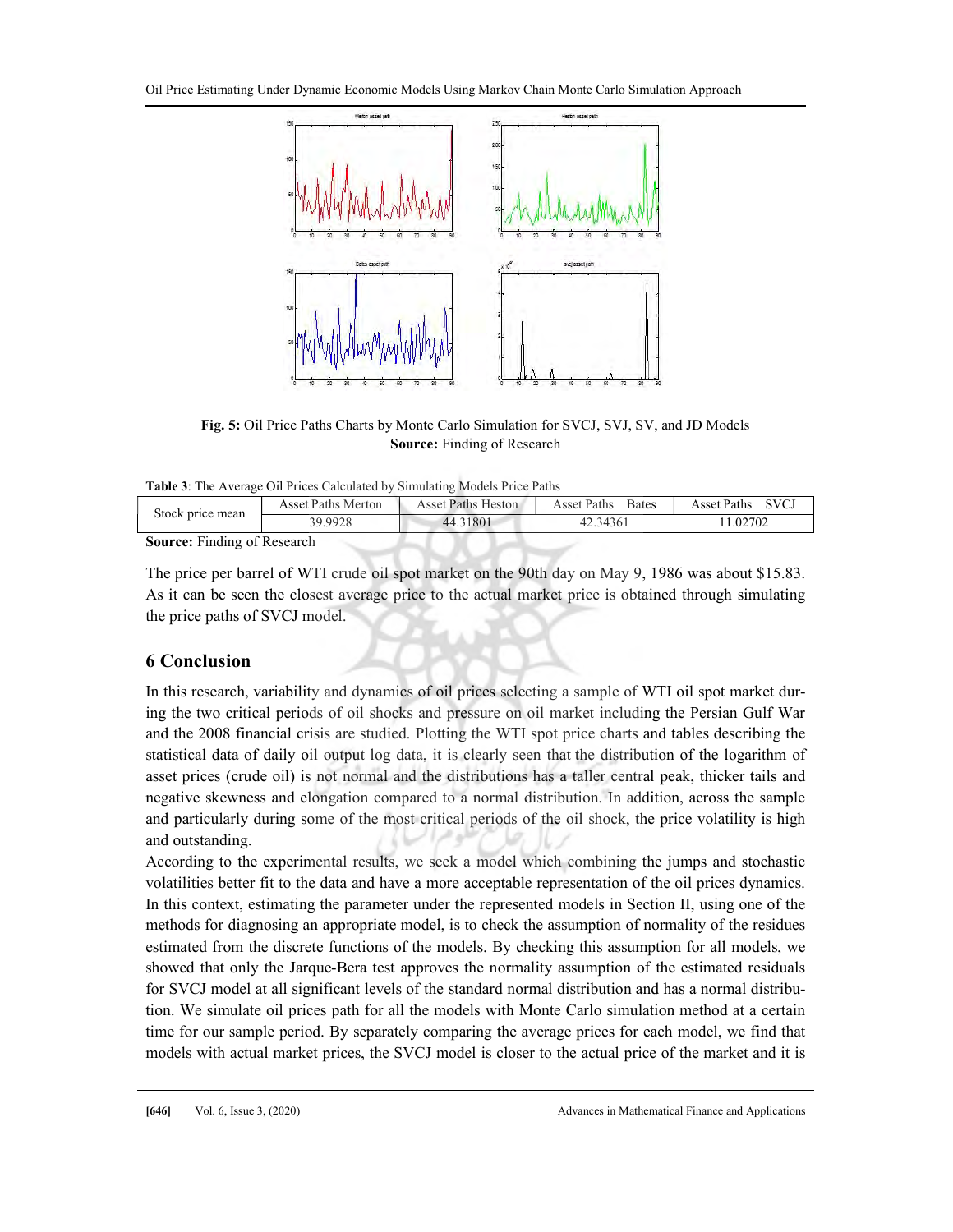**Fig. 5:** Oil Price Paths Charts by Monte Carlo Simulation for SVCJ, SVJ, SV, and JD Models
**Source:** Finding of Research

**Table 3**: The Average Oil Prices Calculated by Simulating Models Price Paths

| Stock price mean | Asset Paths Merton | Asset Paths Heston | Asset Paths Bates | Asset Paths SVCJ |
|---|---|---|---|---|
| | 39.9928 | 44.31801 | 42.34361 | 11.02702 |

**Source:** Finding of Research

The price per barrel of WTI crude oil spot market on the 90th day on May 9, 1986 was about $15.83. As it can be seen the closest average price to the actual market price is obtained through simulating the price paths of SVCJ model.

## 6 Conclusion

In this research, variability and dynamics of oil prices selecting a sample of WTI oil spot market during the two critical periods of oil shocks and pressure on oil market including the Persian Gulf War and the 2008 financial crisis are studied. Plotting the WTI spot price charts and tables describing the statistical data of daily oil output log data, it is clearly seen that the distribution of the logarithm of asset prices (crude oil) is not normal and the distributions has a taller central peak, thicker tails and negative skewness and elongation compared to a normal distribution. In addition, across the sample and particularly during some of the most critical periods of the oil shock, the price volatility is high and outstanding.

According to the experimental results, we seek a model which combining the jumps and stochastic volatilities better fit to the data and have a more acceptable representation of the oil prices dynamics. In this context, estimating the parameter under the represented models in Section II, using one of the methods for diagnosing an appropriate model, is to check the assumption of normality of the residues estimated from the discrete functions of the models. By checking this assumption for all models, we showed that only the Jarque-Bera test approves the normality assumption of the estimated residuals for SVCJ model at all significant levels of the standard normal distribution and has a normal distribution. We simulate oil prices path for all the models with Monte Carlo simulation method at a certain time for our sample period. By separately comparing the average prices for each model, we find that models with actual market prices, the SVCJ model is closer to the actual price of the market and it is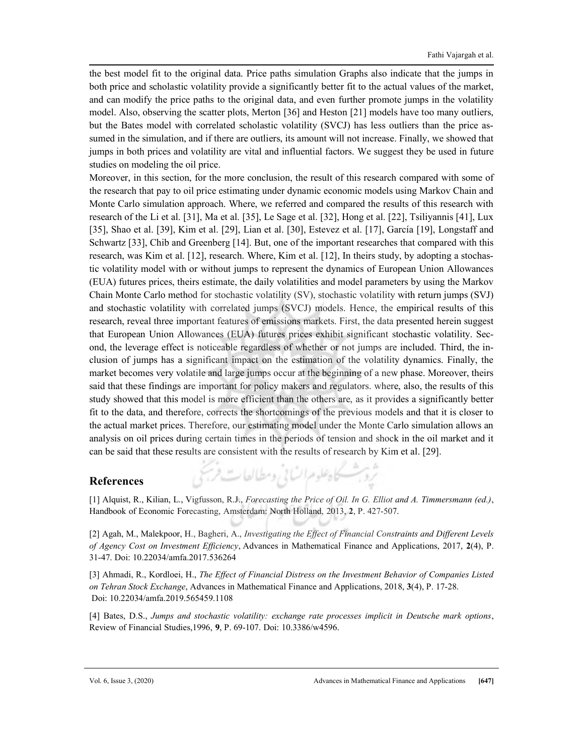the best model fit to the original data. Price paths simulation Graphs also indicate that the jumps in both price and scholastic volatility provide a significantly better fit to the actual values of the market, and can modify the price paths to the original data, and even further promote jumps in the volatility model. Also, observing the scatter plots, Merton [36] and Heston [21] models have too many outliers, but the Bates model with correlated scholastic volatility (SVCJ) has less outliers than the price assumed in the simulation, and if there are outliers, its amount will not increase. Finally, we showed that jumps in both prices and volatility are vital and influential factors. We suggest they be used in future studies on modeling the oil price.

Moreover, in this section, for the more conclusion, the result of this research compared with some of the research that pay to oil price estimating under dynamic economic models using Markov Chain and Monte Carlo simulation approach. Where, we referred and compared the results of this research with research of the Li et al. [31], Ma et al. [35], Le Sage et al. [32], Hong et al. [22], Tsiliyannis [41], Lux [35], Shao et al. [39], Kim et al. [29], Lian et al. [30], Estevez et al. [17], García [19], Longstaff and Schwartz [33], Chib and Greenberg [14]. But, one of the important researches that compared with this research, was Kim et al. [12], research. Where, Kim et al. [12], In theirs study, by adopting a stochastic volatility model with or without jumps to represent the dynamics of European Union Allowances (EUA) futures prices, theirs estimate, the daily volatilities and model parameters by using the Markov Chain Monte Carlo method for stochastic volatility (SV), stochastic volatility with return jumps (SVJ) and stochastic volatility with correlated jumps (SVCJ) models. Hence, the empirical results of this research, reveal three important features of emissions markets. First, the data presented herein suggest that European Union Allowances (EUA) futures prices exhibit significant stochastic volatility. Second, the leverage effect is noticeable regardless of whether or not jumps are included. Third, the inclusion of jumps has a significant impact on the estimation of the volatility dynamics. Finally, the market becomes very volatile and large jumps occur at the beginning of a new phase. Moreover, theirs said that these findings are important for policy makers and regulators. where, also, the results of this study showed that this model is more efficient than the others are, as it provides a significantly better fit to the data, and therefore, corrects the shortcomings of the previous models and that it is closer to the actual market prices. Therefore, our estimating model under the Monte Carlo simulation allows an analysis on oil prices during certain times in the periods of tension and shock in the oil market and it can be said that these results are consistent with the results of research by Kim et al. [29].

## References

[1] Alquist, R., Kilian, L., Vigfusson, R.J., *Forecasting the Price of Oil. In G. Elliot and A. Timmersmann (ed.)*, Handbook of Economic Forecasting, Amsterdam: North Holland, 2013, **2**, P. 427-507.

[2] Agah, M., Malekpoor, H., Bagheri, A., *Investigating the Effect of Financial Constraints and Different Levels of Agency Cost on Investment Efficiency*, Advances in Mathematical Finance and Applications, 2017, **2**(4), P. 31-47. Doi: 10.22034/amfa.2017.536264

[3] Ahmadi, R., Kordloei, H., *The Effect of Financial Distress on the Investment Behavior of Companies Listed on Tehran Stock Exchange*, Advances in Mathematical Finance and Applications, 2018, **3**(4), P. 17-28. Doi: 10.22034/amfa.2019.565459.1108

[4] Bates, D.S., *Jumps and stochastic volatility: exchange rate processes implicit in Deutsche mark options*, Review of Financial Studies,1996, **9**, P. 69-107. Doi: 10.3386/w4596.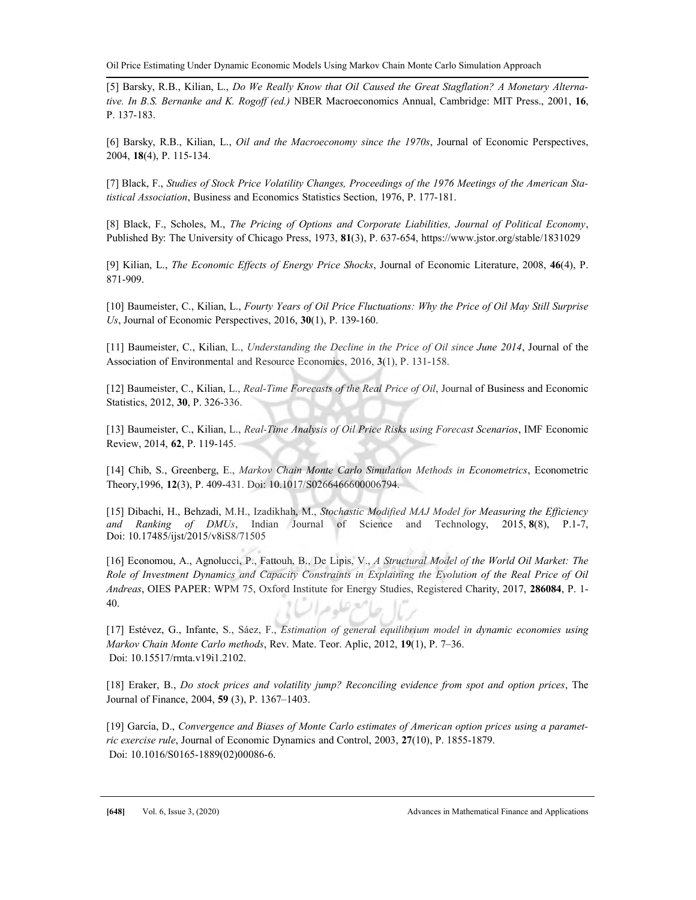[5] Barsky, R.B., Kilian, L., *Do We Really Know that Oil Caused the Great Stagflation? A Monetary Alternative. In B.S. Bernanke and K. Rogoff (ed.)* NBER Macroeconomics Annual, Cambridge: MIT Press., 2001, **16**, P. 137-183.

[6] Barsky, R.B., Kilian, L., *Oil and the Macroeconomy since the 1970s*, Journal of Economic Perspectives, 2004, **18**(4), P. 115-134.

[7] Black, F., *Studies of Stock Price Volatility Changes, Proceedings of the 1976 Meetings of the American Statistical Association*, Business and Economics Statistics Section, 1976, P. 177-181.

[8] Black, F., Scholes, M., *The Pricing of Options and Corporate Liabilities, Journal of Political Economy*, Published By: The University of Chicago Press, 1973, **81**(3), P. 637-654, https://www.jstor.org/stable/1831029

[9] Kilian, L., *The Economic Effects of Energy Price Shocks*, Journal of Economic Literature, 2008, **46**(4), P. 871-909.

[10] Baumeister, C., Kilian, L., *Fourty Years of Oil Price Fluctuations: Why the Price of Oil May Still Surprise Us*, Journal of Economic Perspectives, 2016, **30**(1), P. 139-160.

[11] Baumeister, C., Kilian, L., *Understanding the Decline in the Price of Oil since June 2014*, Journal of the Association of Environmental and Resource Economics, 2016, **3**(1), P. 131-158.

[12] Baumeister, C., Kilian, L., *Real-Time Forecasts of the Real Price of Oil*, Journal of Business and Economic Statistics, 2012, **30**, P. 326-336.

[13] Baumeister, C., Kilian, L., *Real-Time Analysis of Oil Price Risks using Forecast Scenarios*, IMF Economic Review, 2014, **62**, P. 119-145.

[14] Chib, S., Greenberg, E., *Markov Chain Monte Carlo Simulation Methods in Econometrics*, Econometric Theory,1996, **12**(3), P. 409-431. Doi: 10.1017/S0266466600006794.

[15] Dibachi, H., Behzadi, M.H., Izadikhah, M., *Stochastic Modified MAJ Model for Measuring the Efficiency and Ranking of DMUs*, Indian Journal of Science and Technology, 2015, **8**(8), P.1-7, Doi: 10.17485/ijst/2015/v8iS8/71505

[16] Economou, A., Agnolucci, P., Fattouh, B., De Lipis, V., *A Structural Model of the World Oil Market: The Role of Investment Dynamics and Capacity Constraints in Explaining the Evolution of the Real Price of Oil Andreas*, OIES PAPER: WPM 75, Oxford Institute for Energy Studies, Registered Charity, 2017, **286084**, P. 1-40.

[17] Estévez, G., Infante, S., Sáez, F., *Estimation of general equilibrium model in dynamic economies using Markov Chain Monte Carlo methods*, Rev. Mate. Teor. Aplic, 2012, **19**(1), P. 7–36. Doi: 10.15517/rmta.v19i1.2102.

[18] Eraker, B., *Do stock prices and volatility jump? Reconciling evidence from spot and option prices*, The Journal of Finance, 2004, **59** (3), P. 1367–1403.

[19] García, D., *Convergence and Biases of Monte Carlo estimates of American option prices using a parametric exercise rule*, Journal of Economic Dynamics and Control, 2003, **27**(10), P. 1855-1879. Doi: 10.1016/S0165-1889(02)00086-6.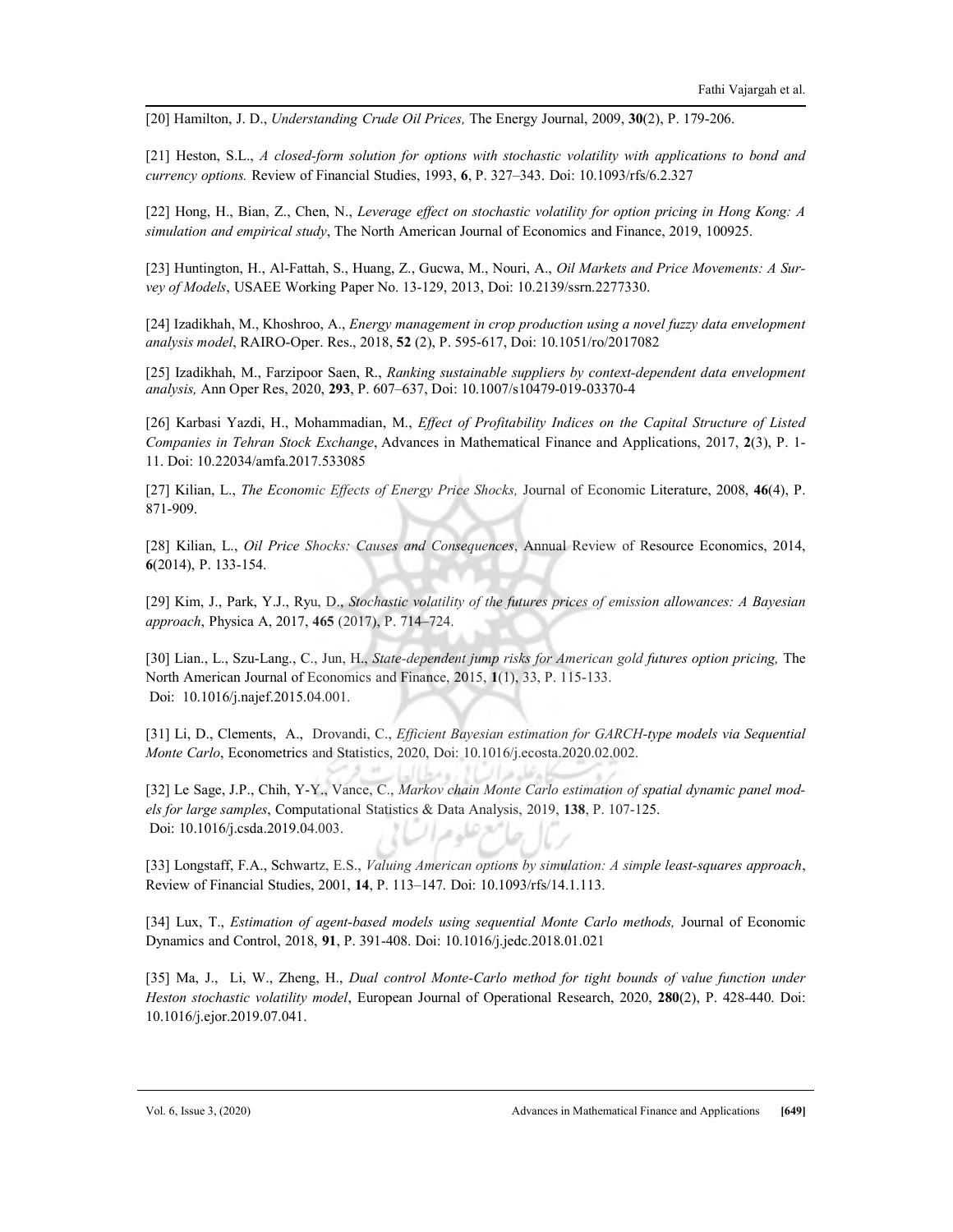[20] Hamilton, J. D., *Understanding Crude Oil Prices,* The Energy Journal, 2009, **30**(2), P. 179-206.

[21] Heston, S.L., *A closed-form solution for options with stochastic volatility with applications to bond and currency options.* Review of Financial Studies, 1993, **6**, P. 327–343. Doi: 10.1093/rfs/6.2.327

[22] Hong, H., Bian, Z., Chen, N., *Leverage effect on stochastic volatility for option pricing in Hong Kong: A simulation and empirical study*, The North American Journal of Economics and Finance, 2019, 100925.

[23] Huntington, H., Al-Fattah, S., Huang, Z., Gucwa, M., Nouri, A., *Oil Markets and Price Movements: A Survey of Models*, USAEE Working Paper No. 13-129, 2013, Doi: 10.2139/ssrn.2277330.

[24] Izadikhah, M., Khoshroo, A., *Energy management in crop production using a novel fuzzy data envelopment analysis model*, RAIRO-Oper. Res., 2018, **52** (2), P. 595-617, Doi: 10.1051/ro/2017082

[25] Izadikhah, M., Farzipoor Saen, R., *Ranking sustainable suppliers by context-dependent data envelopment analysis,* Ann Oper Res, 2020, **293**, P. 607–637, Doi: 10.1007/s10479-019-03370-4

[26] Karbasi Yazdi, H., Mohammadian, M., *Effect of Profitability Indices on the Capital Structure of Listed Companies in Tehran Stock Exchange*, Advances in Mathematical Finance and Applications, 2017, **2**(3), P. 1-11. Doi: 10.22034/amfa.2017.533085

[27] Kilian, L., *The Economic Effects of Energy Price Shocks,* Journal of Economic Literature, 2008, **46**(4), P. 871-909.

[28] Kilian, L., *Oil Price Shocks: Causes and Consequences*, Annual Review of Resource Economics, 2014, **6**(2014), P. 133-154.

[29] Kim, J., Park, Y.J., Ryu, D., *Stochastic volatility of the futures prices of emission allowances: A Bayesian approach*, Physica A, 2017, **465** (2017), P. 714–724.

[30] Lian., L., Szu-Lang., C., Jun, H., *State-dependent jump risks for American gold futures option pricing,* The North American Journal of Economics and Finance, 2015, **1**(1), 33, P. 115-133. Doi: 10.1016/j.najef.2015.04.001.

[31] Li, D., Clements, A., Drovandi, C., *Efficient Bayesian estimation for GARCH-type models via Sequential Monte Carlo*, Econometrics and Statistics, 2020, Doi: 10.1016/j.ecosta.2020.02.002.

[32] Le Sage, J.P., Chih, Y-Y., Vance, C., *Markov chain Monte Carlo estimation of spatial dynamic panel models for large samples*, Computational Statistics & Data Analysis, 2019, **138**, P. 107-125. Doi: 10.1016/j.csda.2019.04.003.

[33] Longstaff, F.A., Schwartz, E.S., *Valuing American options by simulation: A simple least-squares approach*, Review of Financial Studies, 2001, **14**, P. 113–147. Doi: 10.1093/rfs/14.1.113.

[34] Lux, T., *Estimation of agent-based models using sequential Monte Carlo methods,* Journal of Economic Dynamics and Control, 2018, **91**, P. 391-408. Doi: 10.1016/j.jedc.2018.01.021

[35] Ma, J., Li, W., Zheng, H., *Dual control Monte-Carlo method for tight bounds of value function under Heston stochastic volatility model*, European Journal of Operational Research, 2020, **280**(2), P. 428-440. Doi: 10.1016/j.ejor.2019.07.041.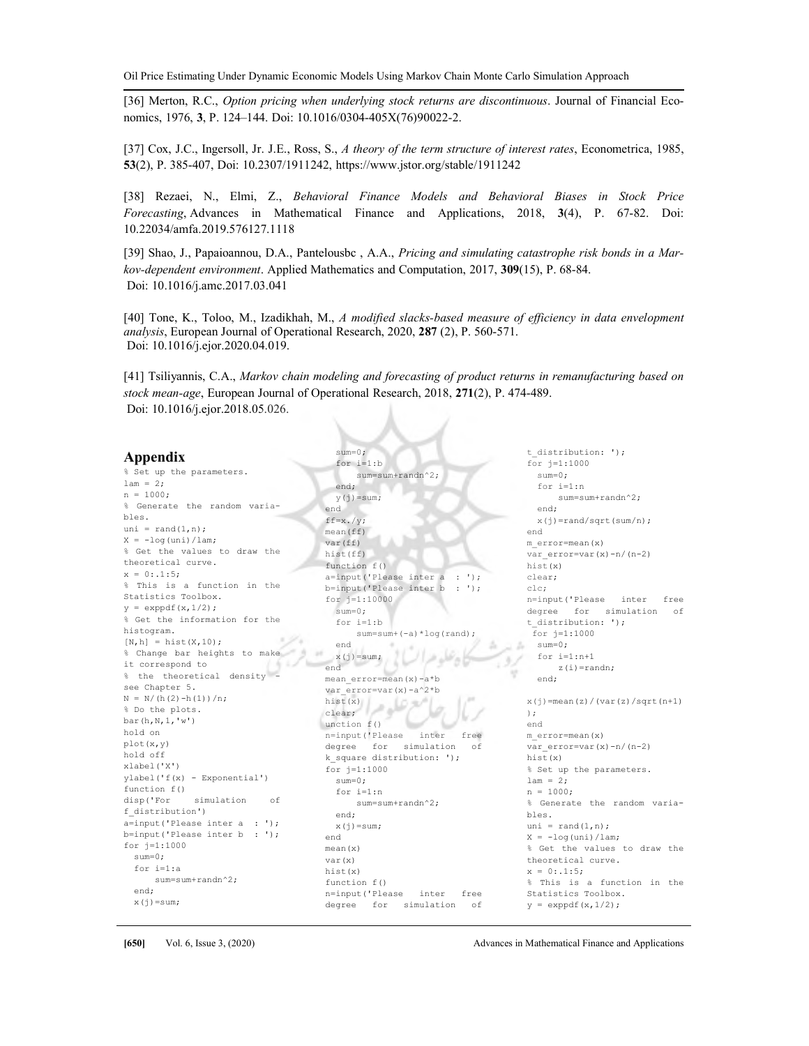[36] Merton, R.C., *Option pricing when underlying stock returns are discontinuous*. Journal of Financial Economics, 1976, **3**, P. 124–144. Doi: 10.1016/0304-405X(76)90022-2.

[37] Cox, J.C., Ingersoll, Jr. J.E., Ross, S., *A theory of the term structure of interest rates*, Econometrica, 1985, **53**(2), P. 385-407, Doi: 10.2307/1911242, https://www.jstor.org/stable/1911242

[38] Rezaei, N., Elmi, Z., *Behavioral Finance Models and Behavioral Biases in Stock Price Forecasting*, Advances in Mathematical Finance and Applications, 2018, **3**(4), P. 67-82. Doi: 10.22034/amfa.2019.576127.1118

[39] Shao, J., Papaioannou, D.A., Pantelousbc , A.A., *Pricing and simulating catastrophe risk bonds in a Markov-dependent environment*. Applied Mathematics and Computation, 2017, **309**(15), P. 68-84. Doi: 10.1016/j.amc.2017.03.041

[40] Tone, K., Toloo, M., Izadikhah, M., *A modified slacks-based measure of efficiency in data envelopment analysis*, European Journal of Operational Research, 2020, **287** (2), P. 560-571. Doi: 10.1016/j.ejor.2020.04.019.

[41] Tsiliyannis, C.A., *Markov chain modeling and forecasting of product returns in remanufacturing based on stock mean-age*, European Journal of Operational Research, 2018, **271**(2), P. 474-489. Doi: 10.1016/j.ejor.2018.05.026.

## Appendix

```
% Set up the parameters.
lam = 2;
n = 1000;
% Generate the random variables.
uni = rand(1,n);
X = -log(uni)/lam;
% Get the values to draw the theoretical curve.
x = 0:.1:5;
% This is a function in the Statistics Toolbox.
y = exppdf(x,1/2);
% Get the information for the histogram.
[N,h] = hist(X,10);
% Change bar heights to make it correspond to
% the theoretical density - see Chapter 5.
N = N/(h(2)-h(1))/n;
% Do the plots.
bar(h,N,1,'w')
hold on
plot(x,y)
hold off
xlabel('X')
ylabel('f(x) - Exponential')
function f()
disp('For simulation of f_distribution')
a=input('Please inter a  : ');
b=input('Please inter b  : ');
for j=1:1000
  sum=0;
  for i=1:a
      sum=sum+randn^2;
  end;
  x(j)=sum;
  sum=0;
  for i=1:b
      sum=sum+randn^2;
  end;
  y(j)=sum;
end
ff=x./y;
mean(ff)
var(ff)
hist(ff)
function f()
a=input('Please inter a  : ');
b=input('Please inter b  : ');
for j=1:10000
  sum=0;
  for i=1:b
      sum=sum+(-a)*log(rand);
  end
  x(j)=sum;
end
mean_error=mean(x)-a*b
var_error=var(x)-a^2*b
hist(x)
clear;
unction f()
n=input('Please inter free degree for simulation of k_square distribution: ');
for j=1:1000
  sum=0;
  for i=1:n
      sum=sum+randn^2;
  end;
  x(j)=sum;
end
mean(x)
var(x)
hist(x)
function f()
n=input('Please inter free degree for simulation of t_distribution: ');
for j=1:1000
  sum=0;
  for i=1:n
      sum=sum+randn^2;
  end;
  x(j)=rand/sqrt(sum/n);
end
m_error=mean(x)
var_error=var(x)-n/(n-2)
hist(x)
clear;
clc;
n=input('Please inter free degree for simulation of t_distribution: ');
 for j=1:1000
  sum=0;
  for i=1:n+1
      z(i)=randn;
  end;

x(j)=mean(z)/(var(z)/sqrt(n+1));
end
m_error=mean(x)
var_error=var(x)-n/(n-2)
hist(x)
% Set up the parameters.
lam = 2;
n = 1000;
% Generate the random variables.
uni = rand(1,n);
X = -log(uni)/lam;
% Get the values to draw the theoretical curve.
x = 0:.1:5;
% This is a function in the Statistics Toolbox.
y = exppdf(x,1/2);
```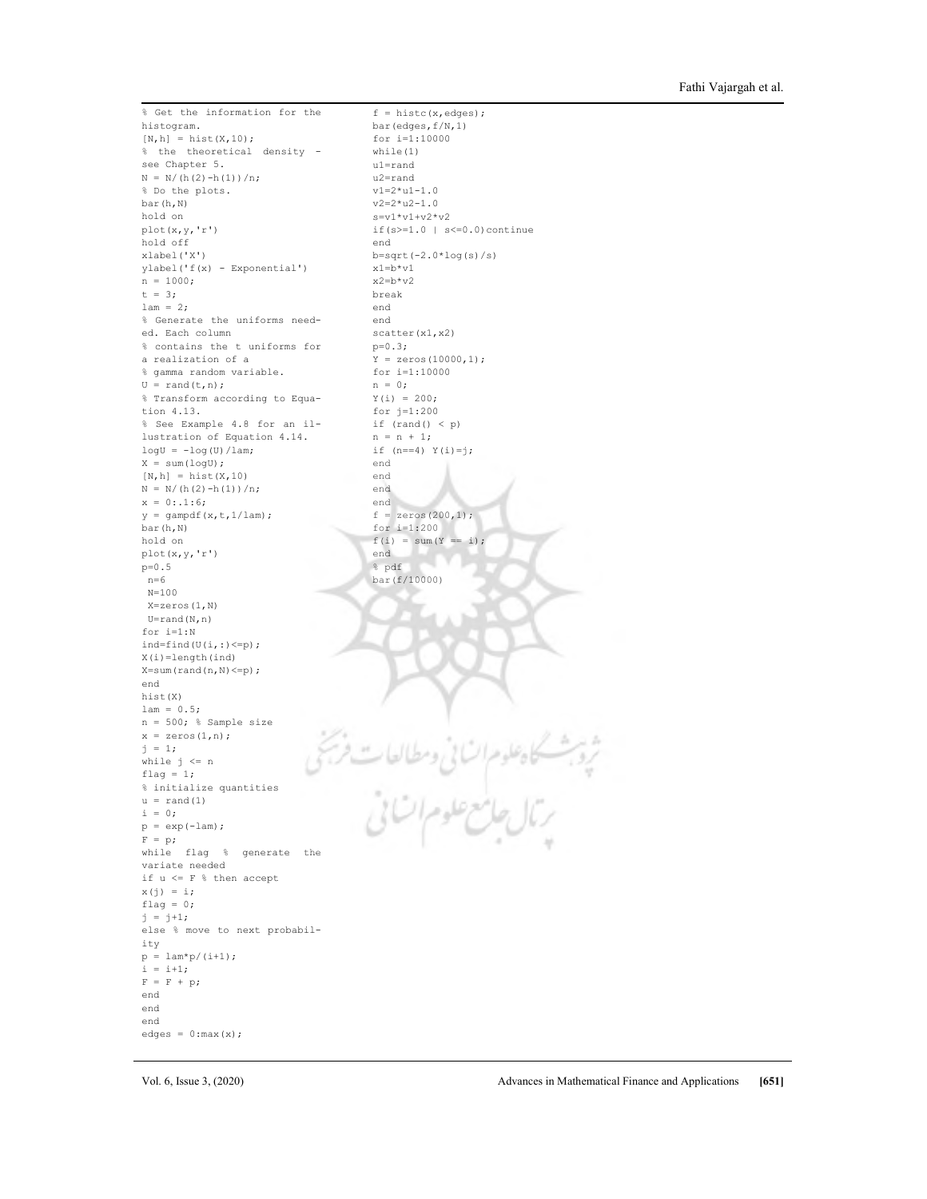```
% Get the information for the
histogram.
[N,h] = hist(X,10);
% the theoretical density -
see Chapter 5.
N = N/(h(2)-h(1))/n;
% Do the plots.
bar(h,N)
hold on
plot(x,y,'r')
hold off
xlabel('X')
ylabel('f(x) - Exponential')
n = 1000;
t = 3;
lam = 2;
% Generate the uniforms need-
ed. Each column
% contains the t uniforms for
a realization of a
% gamma random variable.
U = rand(t,n);
% Transform according to Equa-
tion 4.13.
% See Example 4.8 for an il-
lustration of Equation 4.14.
logU = -log(U)/lam;
X = sum(logU);
[N,h] = hist(X,10)
N = N/(h(2)-h(1))/n;
x = 0:.1:6;
y = gampdf(x,t,1/lam);
bar(h,N)
hold on
plot(x,y,'r')
p=0.5
 n=6
 N=100
 X=zeros(1,N)
 U=rand(N,n)
for i=1:N
ind=find(U(i,:)<=p);
X(i)=length(ind)
X=sum(rand(n,N)<=p);
end
hist(X)
lam = 0.5;
n = 500; % Sample size
x = zeros(1,n);
j = 1;
while j <= n
flag = 1;
% initialize quantities
u = rand(1)
i = 0;
p = exp(-lam);
F = p;
while flag % generate the
variate needed
if u <= F % then accept
x(j) = i;
flag = 0;
j = j+1;
else % move to next probabil-
ity
p = lam*p/(i+1);
i = i+1;
F = F + p;
end
end
end
edges = 0:max(x);
f = histc(x,edges);
bar(edges,f/N,1)
for i=1:10000
while(1)
u1=rand
u2=rand
v1=2*u1-1.0
v2=2*u2-1.0
s=v1*v1+v2*v2
if(s>=1.0 | s<=0.0)continue
end
b=sqrt(-2.0*log(s)/s)
x1=b*v1
x2=b*v2
break
end
end
scatter(x1,x2)
p=0.3;
Y = zeros(10000,1);
for i=1:10000
n = 0;
Y(i) = 200;
for j=1:200
if (rand() < p)
n = n + 1;
if (n==4) Y(i)=j;
end
end
end
end
f = zeros(200,1);
for i=1:200
f(i) = sum(Y == i);
end
% pdf
bar(f/10000)
```